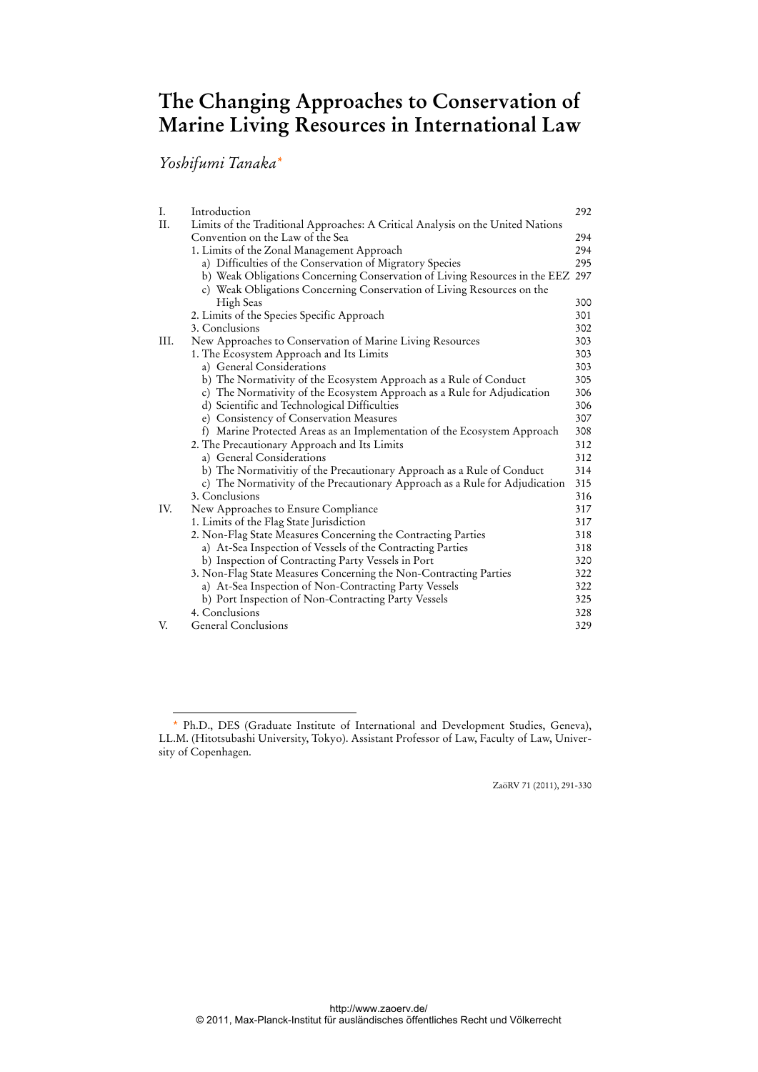# The Changing Approaches to Conservation of Marine Living Resources in International Law

*Yoshifumi Tanaka*[*]

| | | |
|---|---|---|
| I. | Introduction | 292 |
| II. | Limits of the Traditional Approaches: A Critical Analysis on the United Nations Convention on the Law of the Sea | 294 |
| | 1. Limits of the Zonal Management Approach | 294 |
| | a) Difficulties of the Conservation of Migratory Species | 295 |
| | b) Weak Obligations Concerning Conservation of Living Resources in the EEZ | 297 |
| | c) Weak Obligations Concerning Conservation of Living Resources on the High Seas | 300 |
| | 2. Limits of the Species Specific Approach | 301 |
| | 3. Conclusions | 302 |
| III. | New Approaches to Conservation of Marine Living Resources | 303 |
| | 1. The Ecosystem Approach and Its Limits | 303 |
| | a) General Considerations | 303 |
| | b) The Normativity of the Ecosystem Approach as a Rule of Conduct | 305 |
| | c) The Normativity of the Ecosystem Approach as a Rule for Adjudication | 306 |
| | d) Scientific and Technological Difficulties | 306 |
| | e) Consistency of Conservation Measures | 307 |
| | f) Marine Protected Areas as an Implementation of the Ecosystem Approach | 308 |
| | 2. The Precautionary Approach and Its Limits | 312 |
| | a) General Considerations | 312 |
| | b) The Normativitiy of the Precautionary Approach as a Rule of Conduct | 314 |
| | c) The Normativitiy of the Precautionary Approach as a Rule for Adjudication | 315 |
| | 3. Conclusions | 316 |
| IV. | New Approaches to Ensure Compliance | 317 |
| | 1. Limits of the Flag State Jurisdiction | 317 |
| | 2. Non-Flag State Measures Concerning the Contracting Parties | 318 |
| | a) At-Sea Inspection of Vessels of the Contracting Parties | 318 |
| | b) Inspection of Contracting Party Vessels in Port | 320 |
| | 3. Non-Flag State Measures Concerning the Non-Contracting Parties | 322 |
| | a) At-Sea Inspection of Non-Contracting Party Vessels | 322 |
| | b) Port Inspection of Non-Contracting Party Vessels | 325 |
| | 4. Conclusions | 328 |
| V. | General Conclusions | 329 |

[*] Ph.D., DES (Graduate Institute of International and Development Studies, Geneva), LL.M. (Hitotsubashi University, Tokyo). Assistant Professor of Law, Faculty of Law, University of Copenhagen.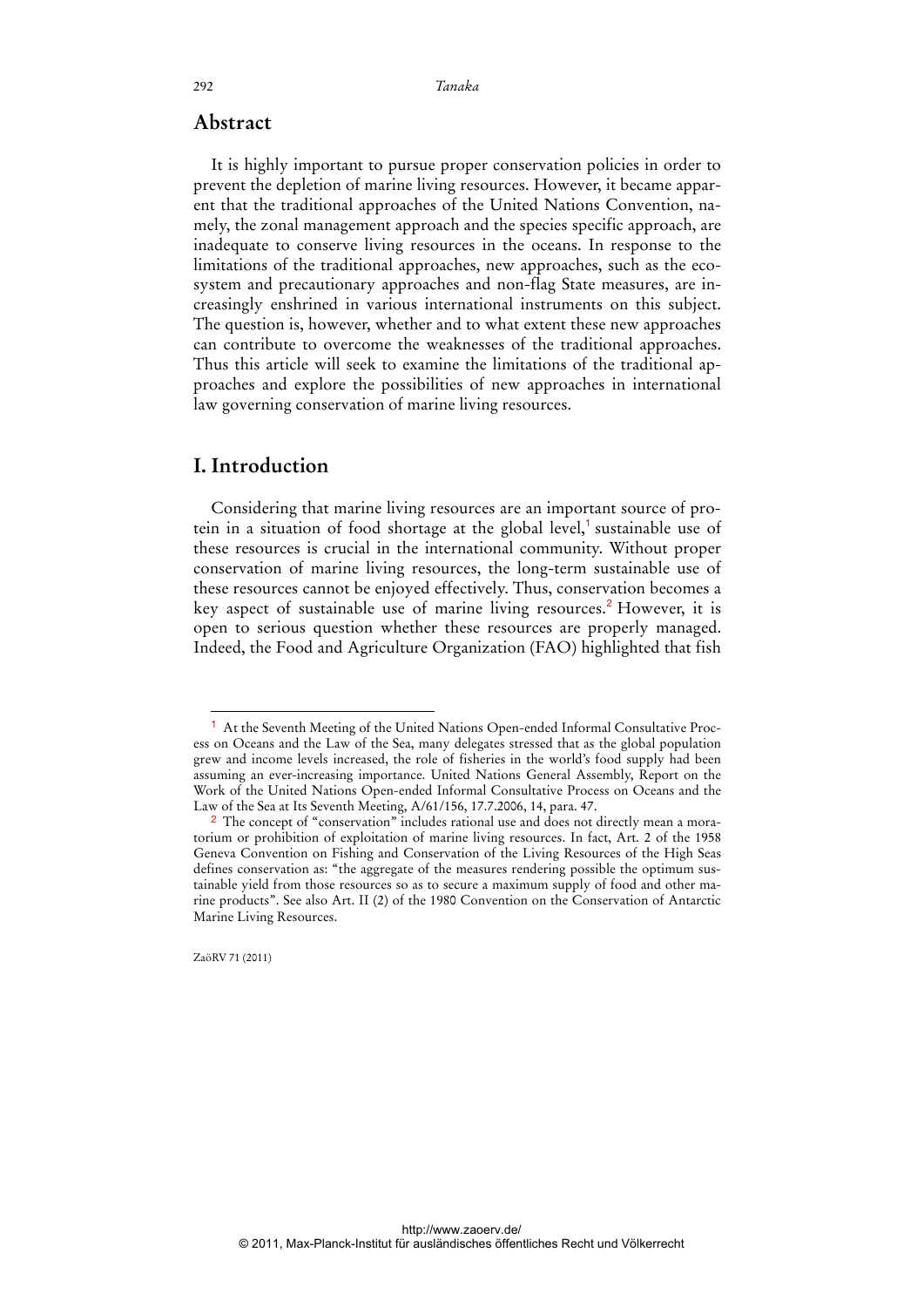## Abstract

It is highly important to pursue proper conservation policies in order to prevent the depletion of marine living resources. However, it became apparent that the traditional approaches of the United Nations Convention, namely, the zonal management approach and the species specific approach, are inadequate to conserve living resources in the oceans. In response to the limitations of the traditional approaches, new approaches, such as the ecosystem and precautionary approaches and non-flag State measures, are increasingly enshrined in various international instruments on this subject. The question is, however, whether and to what extent these new approaches can contribute to overcome the weaknesses of the traditional approaches. Thus this article will seek to examine the limitations of the traditional approaches and explore the possibilities of new approaches in international law governing conservation of marine living resources.

## I. Introduction

Considering that marine living resources are an important source of protein in a situation of food shortage at the global level,[1] sustainable use of these resources is crucial in the international community. Without proper conservation of marine living resources, the long-term sustainable use of these resources cannot be enjoyed effectively. Thus, conservation becomes a key aspect of sustainable use of marine living resources.[2] However, it is open to serious question whether these resources are properly managed. Indeed, the Food and Agriculture Organization (FAO) highlighted that fish

---

[1] At the Seventh Meeting of the United Nations Open-ended Informal Consultative Process on Oceans and the Law of the Sea, many delegates stressed that as the global population grew and income levels increased, the role of fisheries in the world's food supply had been assuming an ever-increasing importance. United Nations General Assembly, Report on the Work of the United Nations Open-ended Informal Consultative Process on Oceans and the Law of the Sea at Its Seventh Meeting, A/61/156, 17.7.2006, 14, para. 47.

[2] The concept of "conservation" includes rational use and does not directly mean a moratorium or prohibition of exploitation of marine living resources. In fact, Art. 2 of the 1958 Geneva Convention on Fishing and Conservation of the Living Resources of the High Seas defines conservation as: "the aggregate of the measures rendering possible the optimum sustainable yield from those resources so as to secure a maximum supply of food and other marine products". See also Art. II (2) of the 1980 Convention on the Conservation of Antarctic Marine Living Resources.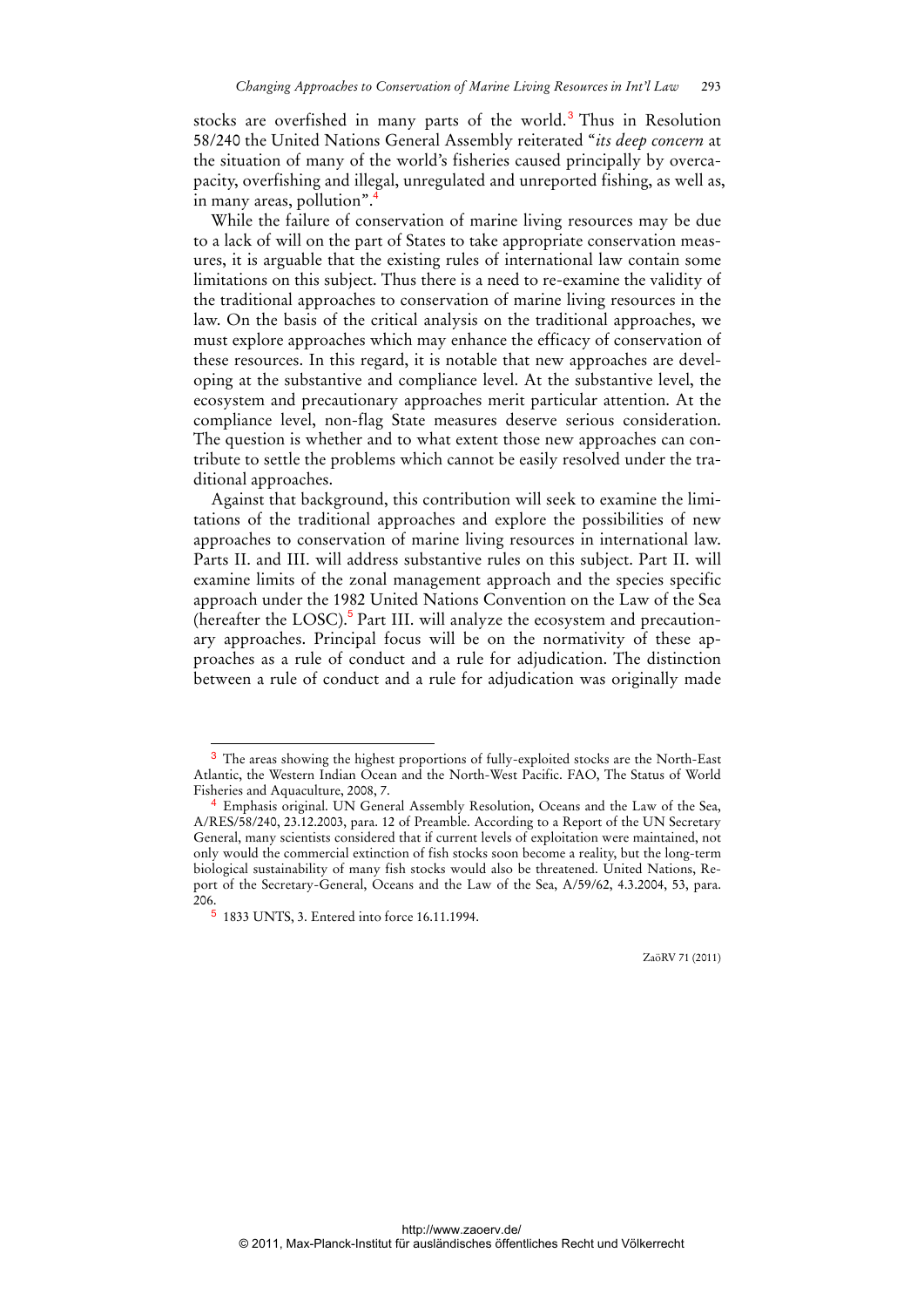stocks are overfished in many parts of the world.[3] Thus in Resolution 58/240 the United Nations General Assembly reiterated "*its deep concern* at the situation of many of the world's fisheries caused principally by overcapacity, overfishing and illegal, unregulated and unreported fishing, as well as, in many areas, pollution".[4]

While the failure of conservation of marine living resources may be due to a lack of will on the part of States to take appropriate conservation measures, it is arguable that the existing rules of international law contain some limitations on this subject. Thus there is a need to re-examine the validity of the traditional approaches to conservation of marine living resources in the law. On the basis of the critical analysis on the traditional approaches, we must explore approaches which may enhance the efficacy of conservation of these resources. In this regard, it is notable that new approaches are developing at the substantive and compliance level. At the substantive level, the ecosystem and precautionary approaches merit particular attention. At the compliance level, non-flag State measures deserve serious consideration. The question is whether and to what extent those new approaches can contribute to settle the problems which cannot be easily resolved under the traditional approaches.

Against that background, this contribution will seek to examine the limitations of the traditional approaches and explore the possibilities of new approaches to conservation of marine living resources in international law. Parts II. and III. will address substantive rules on this subject. Part II. will examine limits of the zonal management approach and the species specific approach under the 1982 United Nations Convention on the Law of the Sea (hereafter the LOSC).[5] Part III. will analyze the ecosystem and precautionary approaches. Principal focus will be on the normativity of these approaches as a rule of conduct and a rule for adjudication. The distinction between a rule of conduct and a rule for adjudication was originally made

---

[3] The areas showing the highest proportions of fully-exploited stocks are the North-East Atlantic, the Western Indian Ocean and the North-West Pacific. FAO, The Status of World Fisheries and Aquaculture, 2008, 7.

[4] Emphasis original. UN General Assembly Resolution, Oceans and the Law of the Sea, A/RES/58/240, 23.12.2003, para. 12 of Preamble. According to a Report of the UN Secretary General, many scientists considered that if current levels of exploitation were maintained, not only would the commercial extinction of fish stocks soon become a reality, but the long-term biological sustainability of many fish stocks would also be threatened. United Nations, Report of the Secretary-General, Oceans and the Law of the Sea, A/59/62, 4.3.2004, 53, para. 206.

[5] 1833 UNTS, 3. Entered into force 16.11.1994.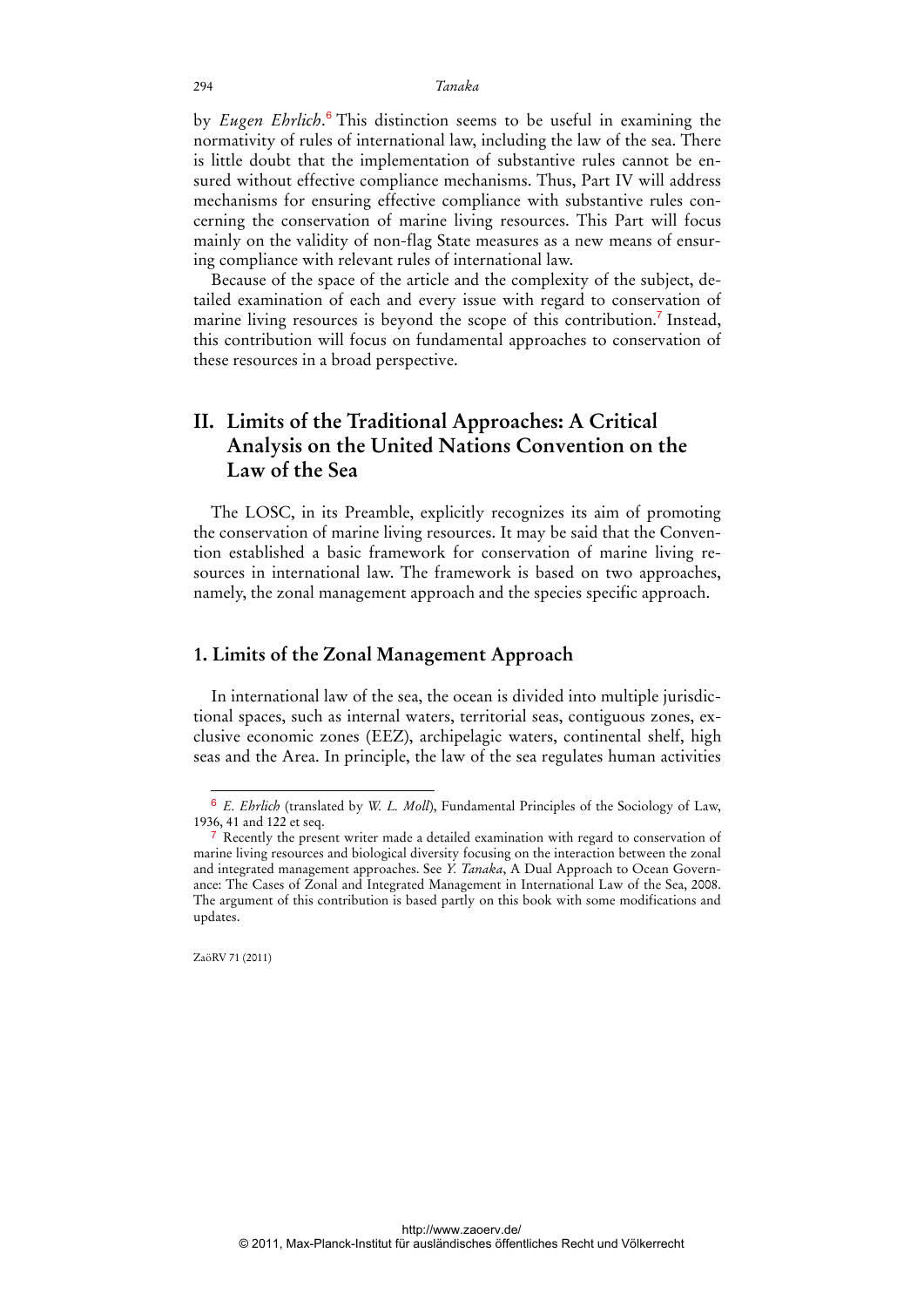by *Eugen Ehrlich*.[6] This distinction seems to be useful in examining the normativity of rules of international law, including the law of the sea. There is little doubt that the implementation of substantive rules cannot be ensured without effective compliance mechanisms. Thus, Part IV will address mechanisms for ensuring effective compliance with substantive rules concerning the conservation of marine living resources. This Part will focus mainly on the validity of non-flag State measures as a new means of ensuring compliance with relevant rules of international law.

Because of the space of the article and the complexity of the subject, detailed examination of each and every issue with regard to conservation of marine living resources is beyond the scope of this contribution.[7] Instead, this contribution will focus on fundamental approaches to conservation of these resources in a broad perspective.

## II. Limits of the Traditional Approaches: A Critical Analysis on the United Nations Convention on the Law of the Sea

The LOSC, in its Preamble, explicitly recognizes its aim of promoting the conservation of marine living resources. It may be said that the Convention established a basic framework for conservation of marine living resources in international law. The framework is based on two approaches, namely, the zonal management approach and the species specific approach.

### 1. Limits of the Zonal Management Approach

In international law of the sea, the ocean is divided into multiple jurisdictional spaces, such as internal waters, territorial seas, contiguous zones, exclusive economic zones (EEZ), archipelagic waters, continental shelf, high seas and the Area. In principle, the law of the sea regulates human activities

---

[6] *E. Ehrlich* (translated by *W. L. Moll*), Fundamental Principles of the Sociology of Law, 1936, 41 and 122 et seq.

[7] Recently the present writer made a detailed examination with regard to conservation of marine living resources and biological diversity focusing on the interaction between the zonal and integrated management approaches. See *Y. Tanaka*, A Dual Approach to Ocean Governance: The Cases of Zonal and Integrated Management in International Law of the Sea, 2008. The argument of this contribution is based partly on this book with some modifications and updates.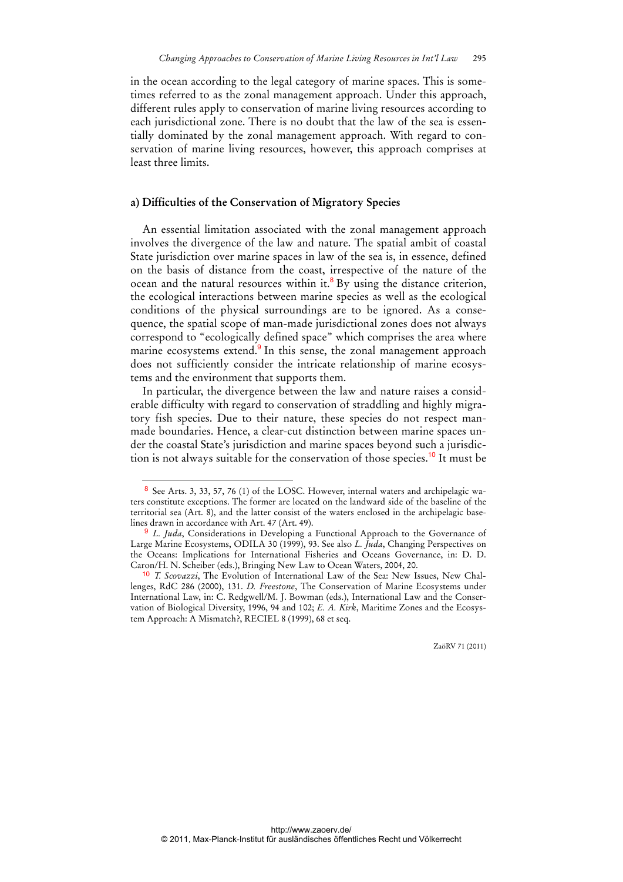in the ocean according to the legal category of marine spaces. This is sometimes referred to as the zonal management approach. Under this approach, different rules apply to conservation of marine living resources according to each jurisdictional zone. There is no doubt that the law of the sea is essentially dominated by the zonal management approach. With regard to conservation of marine living resources, however, this approach comprises at least three limits.

### a) Difficulties of the Conservation of Migratory Species

An essential limitation associated with the zonal management approach involves the divergence of the law and nature. The spatial ambit of coastal State jurisdiction over marine spaces in law of the sea is, in essence, defined on the basis of distance from the coast, irrespective of the nature of the ocean and the natural resources within it.[8] By using the distance criterion, the ecological interactions between marine species as well as the ecological conditions of the physical surroundings are to be ignored. As a consequence, the spatial scope of man-made jurisdictional zones does not always correspond to "ecologically defined space" which comprises the area where marine ecosystems extend.[9] In this sense, the zonal management approach does not sufficiently consider the intricate relationship of marine ecosystems and the environment that supports them.

In particular, the divergence between the law and nature raises a considerable difficulty with regard to conservation of straddling and highly migratory fish species. Due to their nature, these species do not respect man-made boundaries. Hence, a clear-cut distinction between marine spaces under the coastal State's jurisdiction and marine spaces beyond such a jurisdiction is not always suitable for the conservation of those species.[10] It must be

---

[8] See Arts. 3, 33, 57, 76 (1) of the LOSC. However, internal waters and archipelagic waters constitute exceptions. The former are located on the landward side of the baseline of the territorial sea (Art. 8), and the latter consist of the waters enclosed in the archipelagic baselines drawn in accordance with Art. 47 (Art. 49).

[9] *L. Juda*, Considerations in Developing a Functional Approach to the Governance of Large Marine Ecosystems, ODILA 30 (1999), 93. See also *L. Juda*, Changing Perspectives on the Oceans: Implications for International Fisheries and Oceans Governance, in: D. D. Caron/H. N. Scheiber (eds.), Bringing New Law to Ocean Waters, 2004, 20.

[10] *T. Scovazzi*, The Evolution of International Law of the Sea: New Issues, New Challenges, RdC 286 (2000), 131. *D. Freestone*, The Conservation of Marine Ecosystems under International Law, in: C. Redgwell/M. J. Bowman (eds.), International Law and the Conservation of Biological Diversity, 1996, 94 and 102; *E. A. Kirk*, Maritime Zones and the Ecosystem Approach: A Mismatch?, RECIEL 8 (1999), 68 et seq.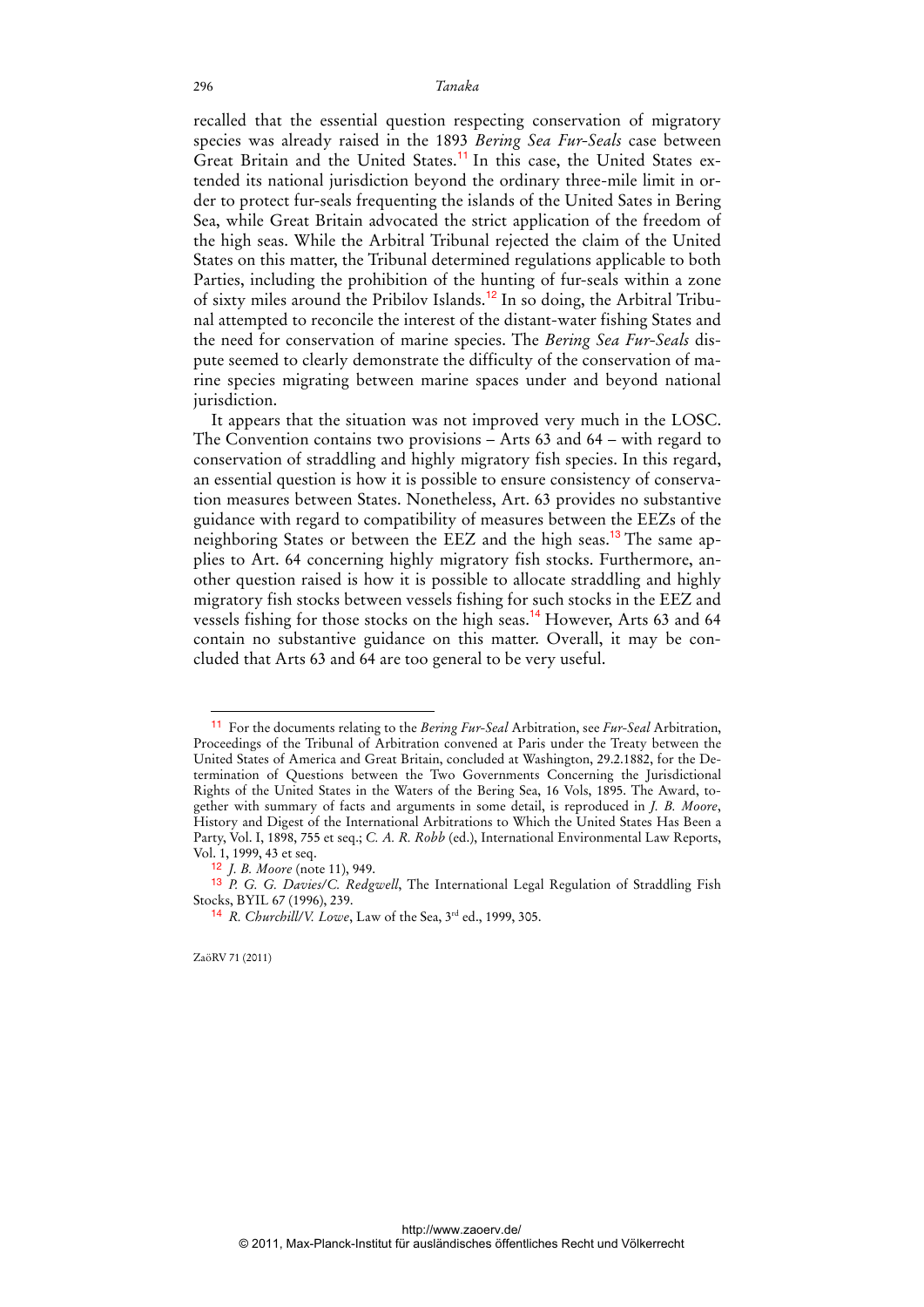recalled that the essential question respecting conservation of migratory species was already raised in the 1893 *Bering Sea Fur-Seals* case between Great Britain and the United States.[11] In this case, the United States extended its national jurisdiction beyond the ordinary three-mile limit in order to protect fur-seals frequenting the islands of the United Sates in Bering Sea, while Great Britain advocated the strict application of the freedom of the high seas. While the Arbitral Tribunal rejected the claim of the United States on this matter, the Tribunal determined regulations applicable to both Parties, including the prohibition of the hunting of fur-seals within a zone of sixty miles around the Pribilov Islands.[12] In so doing, the Arbitral Tribunal attempted to reconcile the interest of the distant-water fishing States and the need for conservation of marine species. The *Bering Sea Fur-Seals* dispute seemed to clearly demonstrate the difficulty of the conservation of marine species migrating between marine spaces under and beyond national jurisdiction.

It appears that the situation was not improved very much in the LOSC. The Convention contains two provisions – Arts 63 and 64 – with regard to conservation of straddling and highly migratory fish species. In this regard, an essential question is how it is possible to ensure consistency of conservation measures between States. Nonetheless, Art. 63 provides no substantive guidance with regard to compatibility of measures between the EEZs of the neighboring States or between the EEZ and the high seas.[13] The same applies to Art. 64 concerning highly migratory fish stocks. Furthermore, another question raised is how it is possible to allocate straddling and highly migratory fish stocks between vessels fishing for such stocks in the EEZ and vessels fishing for those stocks on the high seas.[14] However, Arts 63 and 64 contain no substantive guidance on this matter. Overall, it may be concluded that Arts 63 and 64 are too general to be very useful.

---

[11] For the documents relating to the *Bering Fur-Seal* Arbitration, see *Fur-Seal* Arbitration, Proceedings of the Tribunal of Arbitration convened at Paris under the Treaty between the United States of America and Great Britain, concluded at Washington, 29.2.1882, for the Determination of Questions between the Two Governments Concerning the Jurisdictional Rights of the United States in the Waters of the Bering Sea, 16 Vols, 1895. The Award, together with summary of facts and arguments in some detail, is reproduced in *J. B. Moore*, History and Digest of the International Arbitrations to Which the United States Has Been a Party, Vol. I, 1898, 755 et seq.; *C. A. R. Robb* (ed.), International Environmental Law Reports, Vol. 1, 1999, 43 et seq.

[12] *J. B. Moore* (note 11), 949.

[13] *P. G. G. Davies/C. Redgwell*, The International Legal Regulation of Straddling Fish Stocks, BYIL 67 (1996), 239.

[14] *R. Churchill/V. Lowe*, Law of the Sea, 3rd ed., 1999, 305.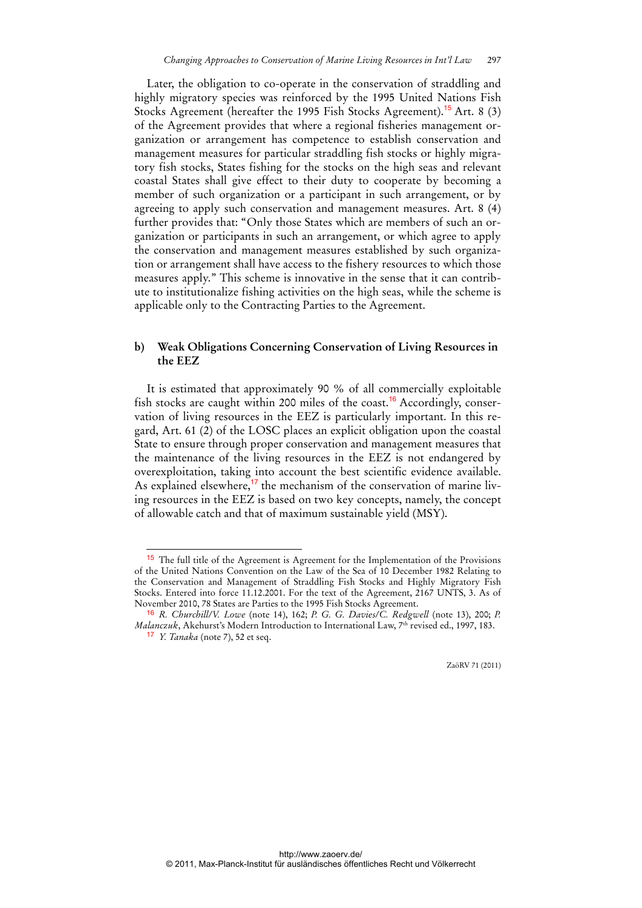Later, the obligation to co-operate in the conservation of straddling and highly migratory species was reinforced by the 1995 United Nations Fish Stocks Agreement (hereafter the 1995 Fish Stocks Agreement).[15] Art. 8 (3) of the Agreement provides that where a regional fisheries management organization or arrangement has competence to establish conservation and management measures for particular straddling fish stocks or highly migratory fish stocks, States fishing for the stocks on the high seas and relevant coastal States shall give effect to their duty to cooperate by becoming a member of such organization or a participant in such arrangement, or by agreeing to apply such conservation and management measures. Art. 8 (4) further provides that: "Only those States which are members of such an organization or participants in such an arrangement, or which agree to apply the conservation and management measures established by such organization or arrangement shall have access to the fishery resources to which those measures apply." This scheme is innovative in the sense that it can contribute to institutionalize fishing activities on the high seas, while the scheme is applicable only to the Contracting Parties to the Agreement.

### b) Weak Obligations Concerning Conservation of Living Resources in the EEZ

It is estimated that approximately 90 % of all commercially exploitable fish stocks are caught within 200 miles of the coast.[16] Accordingly, conservation of living resources in the EEZ is particularly important. In this regard, Art. 61 (2) of the LOSC places an explicit obligation upon the coastal State to ensure through proper conservation and management measures that the maintenance of the living resources in the EEZ is not endangered by overexploitation, taking into account the best scientific evidence available. As explained elsewhere,[17] the mechanism of the conservation of marine living resources in the EEZ is based on two key concepts, namely, the concept of allowable catch and that of maximum sustainable yield (MSY).

---

[15] The full title of the Agreement is Agreement for the Implementation of the Provisions of the United Nations Convention on the Law of the Sea of 10 December 1982 Relating to the Conservation and Management of Straddling Fish Stocks and Highly Migratory Fish Stocks. Entered into force 11.12.2001. For the text of the Agreement, 2167 UNTS, 3. As of November 2010, 78 States are Parties to the 1995 Fish Stocks Agreement.

[16] *R. Churchill/V. Lowe* (note 14), 162; *P. G. G. Davies/C. Redgwell* (note 13), 200; *P. Malanczuk*, Akehurst's Modern Introduction to International Law, 7th revised ed., 1997, 183.

[17] *Y. Tanaka* (note 7), 52 et seq.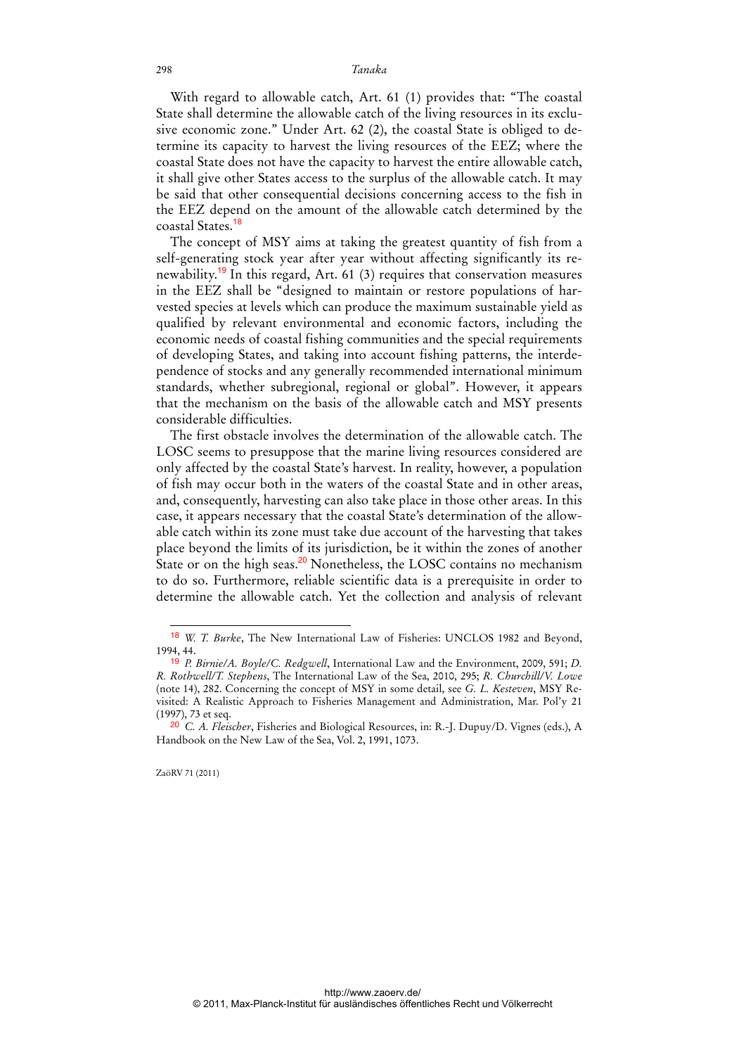With regard to allowable catch, Art. 61 (1) provides that: "The coastal State shall determine the allowable catch of the living resources in its exclusive economic zone." Under Art. 62 (2), the coastal State is obliged to determine its capacity to harvest the living resources of the EEZ; where the coastal State does not have the capacity to harvest the entire allowable catch, it shall give other States access to the surplus of the allowable catch. It may be said that other consequential decisions concerning access to the fish in the EEZ depend on the amount of the allowable catch determined by the coastal States.[18]

The concept of MSY aims at taking the greatest quantity of fish from a self-generating stock year after year without affecting significantly its renewability.[19] In this regard, Art. 61 (3) requires that conservation measures in the EEZ shall be "designed to maintain or restore populations of harvested species at levels which can produce the maximum sustainable yield as qualified by relevant environmental and economic factors, including the economic needs of coastal fishing communities and the special requirements of developing States, and taking into account fishing patterns, the interdependence of stocks and any generally recommended international minimum standards, whether subregional, regional or global". However, it appears that the mechanism on the basis of the allowable catch and MSY presents considerable difficulties.

The first obstacle involves the determination of the allowable catch. The LOSC seems to presuppose that the marine living resources considered are only affected by the coastal State's harvest. In reality, however, a population of fish may occur both in the waters of the coastal State and in other areas, and, consequently, harvesting can also take place in those other areas. In this case, it appears necessary that the coastal State's determination of the allowable catch within its zone must take due account of the harvesting that takes place beyond the limits of its jurisdiction, be it within the zones of another State or on the high seas.[20] Nonetheless, the LOSC contains no mechanism to do so. Furthermore, reliable scientific data is a prerequisite in order to determine the allowable catch. Yet the collection and analysis of relevant

---

[18] *W. T. Burke*, The New International Law of Fisheries: UNCLOS 1982 and Beyond, 1994, 44.

[19] *P. Birnie/A. Boyle/C. Redgwell*, International Law and the Environment, 2009, 591; *D. R. Rothwell/T. Stephens*, The International Law of the Sea, 2010, 295; *R. Churchill/V. Lowe* (note 14), 282. Concerning the concept of MSY in some detail, see *G. L. Kesteven*, MSY Revisited: A Realistic Approach to Fisheries Management and Administration, Mar. Pol'y 21 (1997), 73 et seq.

[20] *C. A. Fleischer*, Fisheries and Biological Resources, in: R.-J. Dupuy/D. Vignes (eds.), A Handbook on the New Law of the Sea, Vol. 2, 1991, 1073.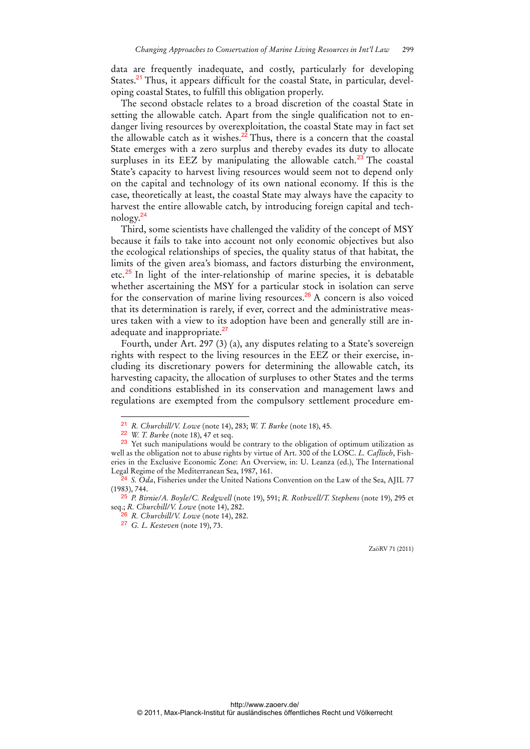data are frequently inadequate, and costly, particularly for developing States.[21] Thus, it appears difficult for the coastal State, in particular, developing coastal States, to fulfill this obligation properly.

The second obstacle relates to a broad discretion of the coastal State in setting the allowable catch. Apart from the single qualification not to endanger living resources by overexploitation, the coastal State may in fact set the allowable catch as it wishes.[22] Thus, there is a concern that the coastal State emerges with a zero surplus and thereby evades its duty to allocate surpluses in its EEZ by manipulating the allowable catch.[23] The coastal State's capacity to harvest living resources would seem not to depend only on the capital and technology of its own national economy. If this is the case, theoretically at least, the coastal State may always have the capacity to harvest the entire allowable catch, by introducing foreign capital and technology.[24]

Third, some scientists have challenged the validity of the concept of MSY because it fails to take into account not only economic objectives but also the ecological relationships of species, the quality status of that habitat, the limits of the given area's biomass, and factors disturbing the environment, etc.[25] In light of the inter-relationship of marine species, it is debatable whether ascertaining the MSY for a particular stock in isolation can serve for the conservation of marine living resources.[26] A concern is also voiced that its determination is rarely, if ever, correct and the administrative measures taken with a view to its adoption have been and generally still are inadequate and inappropriate.[27]

Fourth, under Art. 297 (3) (a), any disputes relating to a State's sovereign rights with respect to the living resources in the EEZ or their exercise, including its discretionary powers for determining the allowable catch, its harvesting capacity, the allocation of surpluses to other States and the terms and conditions established in its conservation and management laws and regulations are exempted from the compulsory settlement procedure em-

---

[21] *R. Churchill/V. Lowe* (note 14), 283; *W. T. Burke* (note 18), 45.

[22] *W. T. Burke* (note 18), 47 et seq.

[23] Yet such manipulations would be contrary to the obligation of optimum utilization as well as the obligation not to abuse rights by virtue of Art. 300 of the LOSC. *L. Caflisch*, Fisheries in the Exclusive Economic Zone: An Overview, in: U. Leanza (ed.), The International Legal Regime of the Mediterranean Sea, 1987, 161.

[24] *S. Oda*, Fisheries under the United Nations Convention on the Law of the Sea, AJIL 77 (1983), 744.

[25] *P. Birnie/A. Boyle/C. Redgwell* (note 19), 591; *R. Rothwell/T. Stephens* (note 19), 295 et seq.; *R. Churchill/V. Lowe* (note 14), 282.

[26] *R. Churchill/V. Lowe* (note 14), 282.

[27] *G. L. Kesteven* (note 19), 73.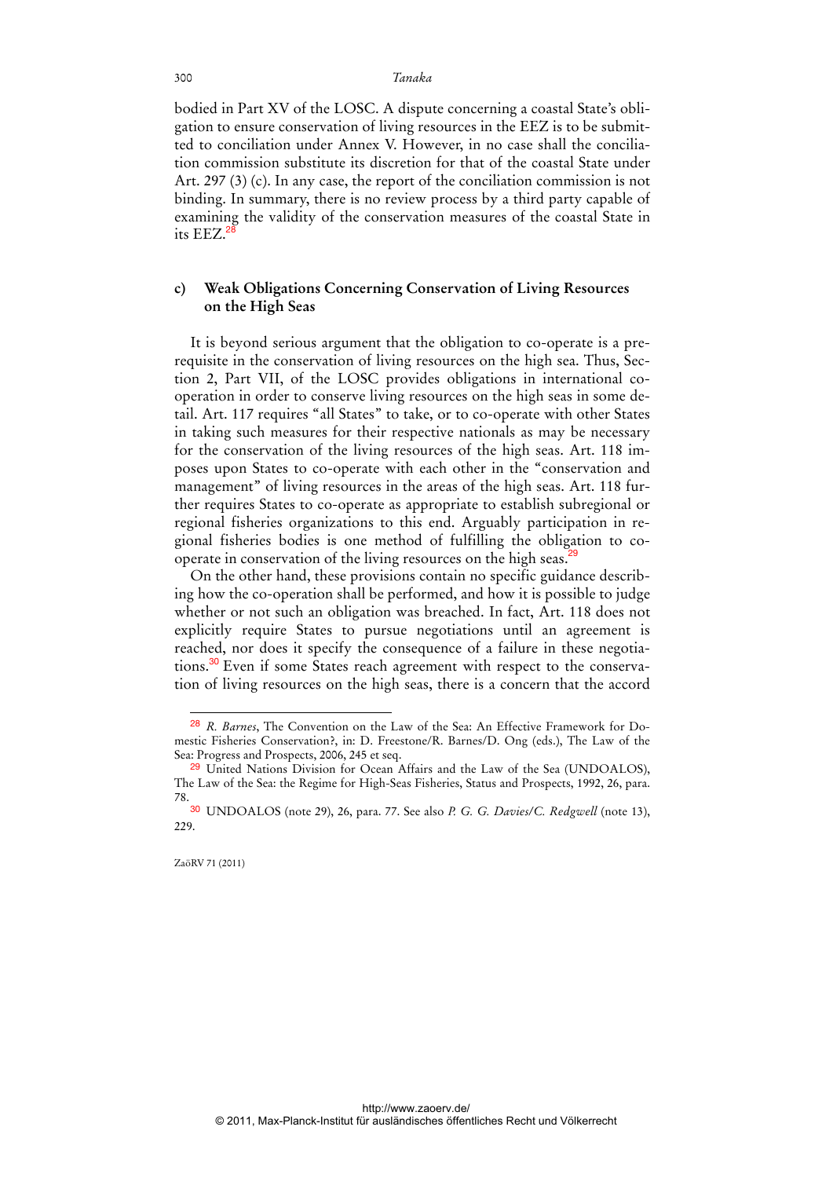bodied in Part XV of the LOSC. A dispute concerning a coastal State's obligation to ensure conservation of living resources in the EEZ is to be submitted to conciliation under Annex V. However, in no case shall the conciliation commission substitute its discretion for that of the coastal State under Art. 297 (3) (c). In any case, the report of the conciliation commission is not binding. In summary, there is no review process by a third party capable of examining the validity of the conservation measures of the coastal State in its EEZ.[28]

### c) Weak Obligations Concerning Conservation of Living Resources on the High Seas

It is beyond serious argument that the obligation to co-operate is a prerequisite in the conservation of living resources on the high sea. Thus, Section 2, Part VII, of the LOSC provides obligations in international cooperation in order to conserve living resources on the high seas in some detail. Art. 117 requires "all States" to take, or to co-operate with other States in taking such measures for their respective nationals as may be necessary for the conservation of the living resources of the high seas. Art. 118 imposes upon States to co-operate with each other in the "conservation and management" of living resources in the areas of the high seas. Art. 118 further requires States to co-operate as appropriate to establish subregional or regional fisheries organizations to this end. Arguably participation in regional fisheries bodies is one method of fulfilling the obligation to cooperate in conservation of the living resources on the high seas.[29]

On the other hand, these provisions contain no specific guidance describing how the co-operation shall be performed, and how it is possible to judge whether or not such an obligation was breached. In fact, Art. 118 does not explicitly require States to pursue negotiations until an agreement is reached, nor does it specify the consequence of a failure in these negotiations.[30] Even if some States reach agreement with respect to the conservation of living resources on the high seas, there is a concern that the accord

---

[28] *R. Barnes*, The Convention on the Law of the Sea: An Effective Framework for Domestic Fisheries Conservation?, in: D. Freestone/R. Barnes/D. Ong (eds.), The Law of the Sea: Progress and Prospects, 2006, 245 et seq.

[29] United Nations Division for Ocean Affairs and the Law of the Sea (UNDOALOS), The Law of the Sea: the Regime for High-Seas Fisheries, Status and Prospects, 1992, 26, para. 78.

[30] UNDOALOS (note 29), 26, para. 77. See also *P. G. G. Davies/C. Redgwell* (note 13), 229.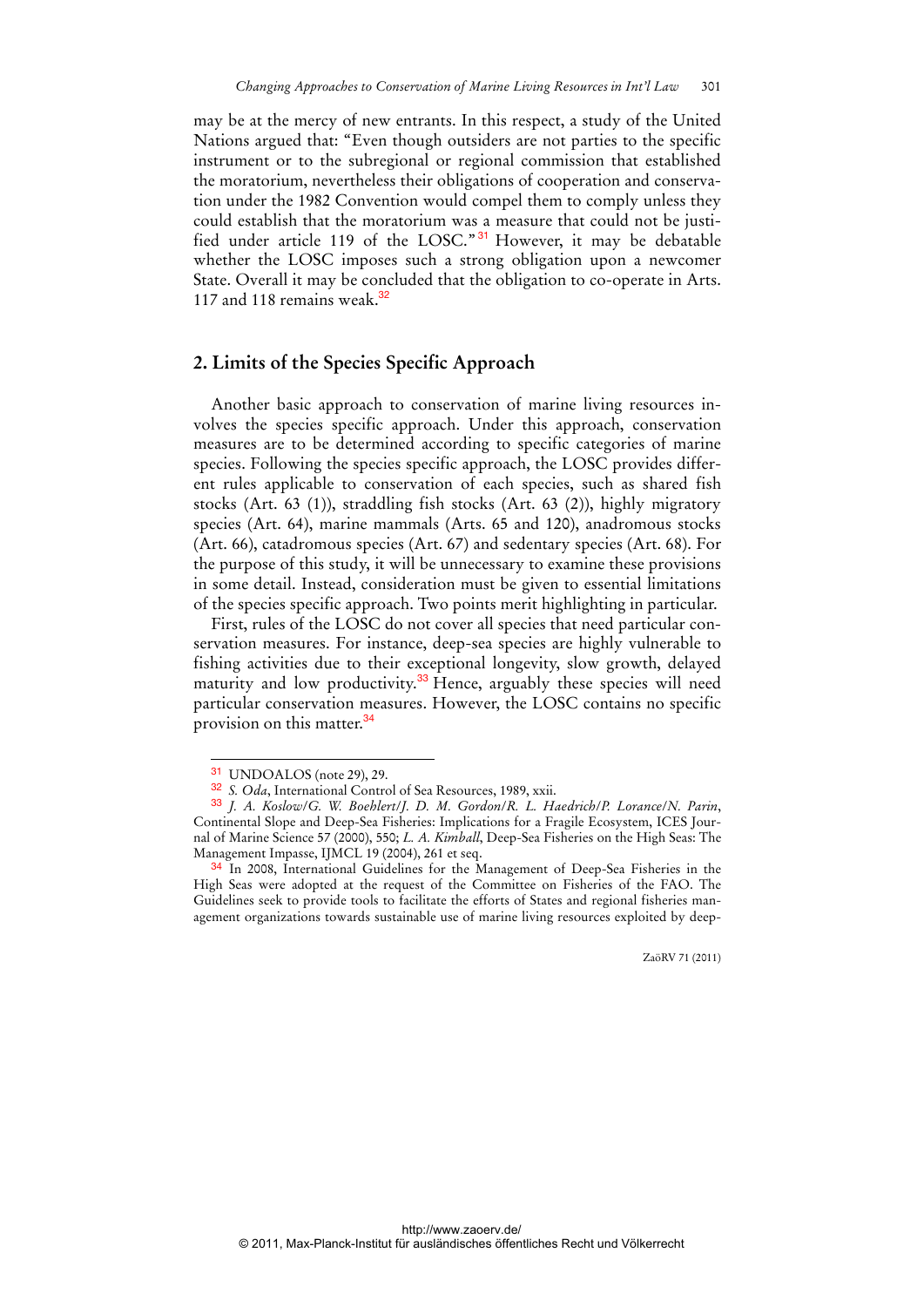may be at the mercy of new entrants. In this respect, a study of the United Nations argued that: "Even though outsiders are not parties to the specific instrument or to the subregional or regional commission that established the moratorium, nevertheless their obligations of cooperation and conservation under the 1982 Convention would compel them to comply unless they could establish that the moratorium was a measure that could not be justified under article 119 of the LOSC."[31] However, it may be debatable whether the LOSC imposes such a strong obligation upon a newcomer State. Overall it may be concluded that the obligation to co-operate in Arts. 117 and 118 remains weak.[32]

## 2. Limits of the Species Specific Approach

Another basic approach to conservation of marine living resources involves the species specific approach. Under this approach, conservation measures are to be determined according to specific categories of marine species. Following the species specific approach, the LOSC provides different rules applicable to conservation of each species, such as shared fish stocks (Art. 63 (1)), straddling fish stocks (Art. 63 (2)), highly migratory species (Art. 64), marine mammals (Arts. 65 and 120), anadromous stocks (Art. 66), catadromous species (Art. 67) and sedentary species (Art. 68). For the purpose of this study, it will be unnecessary to examine these provisions in some detail. Instead, consideration must be given to essential limitations of the species specific approach. Two points merit highlighting in particular.

First, rules of the LOSC do not cover all species that need particular conservation measures. For instance, deep-sea species are highly vulnerable to fishing activities due to their exceptional longevity, slow growth, delayed maturity and low productivity.[33] Hence, arguably these species will need particular conservation measures. However, the LOSC contains no specific provision on this matter.[34]

---

[31] UNDOALOS (note 29), 29.

[32] *S. Oda*, International Control of Sea Resources, 1989, xxii.

[33] *J. A. Koslow/G. W. Boehlert/J. D. M. Gordon/R. L. Haedrich/P. Lorance/N. Parin*, Continental Slope and Deep-Sea Fisheries: Implications for a Fragile Ecosystem, ICES Journal of Marine Science 57 (2000), 550; *L. A. Kimball*, Deep-Sea Fisheries on the High Seas: The Management Impasse, IJMCL 19 (2004), 261 et seq.

[34] In 2008, International Guidelines for the Management of Deep-Sea Fisheries in the High Seas were adopted at the request of the Committee on Fisheries of the FAO. The Guidelines seek to provide tools to facilitate the efforts of States and regional fisheries management organizations towards sustainable use of marine living resources exploited by deep-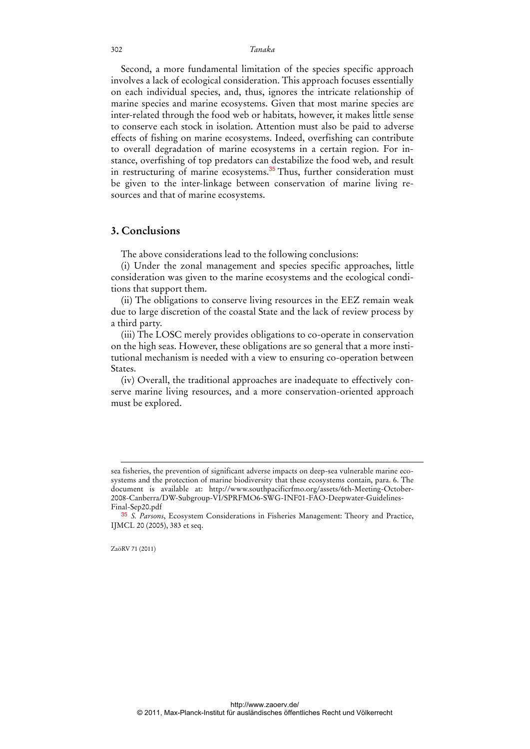Second, a more fundamental limitation of the species specific approach involves a lack of ecological consideration. This approach focuses essentially on each individual species, and, thus, ignores the intricate relationship of marine species and marine ecosystems. Given that most marine species are inter-related through the food web or habitats, however, it makes little sense to conserve each stock in isolation. Attention must also be paid to adverse effects of fishing on marine ecosystems. Indeed, overfishing can contribute to overall degradation of marine ecosystems in a certain region. For instance, overfishing of top predators can destabilize the food web, and result in restructuring of marine ecosystems.[35] Thus, further consideration must be given to the inter-linkage between conservation of marine living resources and that of marine ecosystems.

## 3. Conclusions

The above considerations lead to the following conclusions:

(i) Under the zonal management and species specific approaches, little consideration was given to the marine ecosystems and the ecological conditions that support them.

(ii) The obligations to conserve living resources in the EEZ remain weak due to large discretion of the coastal State and the lack of review process by a third party.

(iii) The LOSC merely provides obligations to co-operate in conservation on the high seas. However, these obligations are so general that a more institutional mechanism is needed with a view to ensuring co-operation between States.

(iv) Overall, the traditional approaches are inadequate to effectively conserve marine living resources, and a more conservation-oriented approach must be explored.

---

sea fisheries, the prevention of significant adverse impacts on deep-sea vulnerable marine ecosystems and the protection of marine biodiversity that these ecosystems contain, para. 6. The document is available at: http://www.southpacificrfmo.org/assets/6th-Meeting-October-2008-Canberra/DW-Subgroup-VI/SPRFMO6-SWG-INF01-FAO-Deepwater-Guidelines-Final-Sep20.pdf

[35] *S. Parsons*, Ecosystem Considerations in Fisheries Management: Theory and Practice, IJMCL 20 (2005), 383 et seq.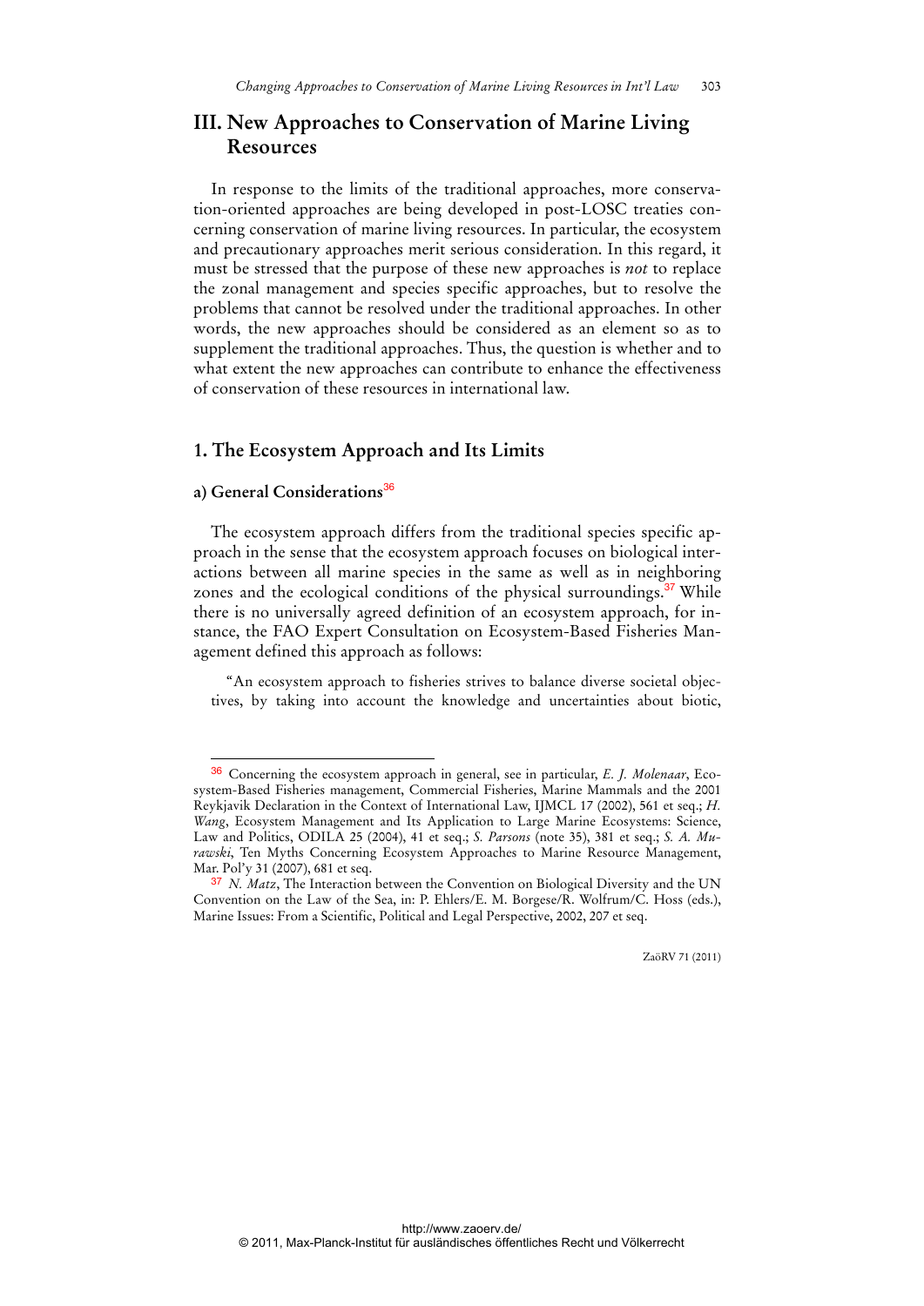## III. New Approaches to Conservation of Marine Living Resources

In response to the limits of the traditional approaches, more conservation-oriented approaches are being developed in post-LOSC treaties concerning conservation of marine living resources. In particular, the ecosystem and precautionary approaches merit serious consideration. In this regard, it must be stressed that the purpose of these new approaches is *not* to replace the zonal management and species specific approaches, but to resolve the problems that cannot be resolved under the traditional approaches. In other words, the new approaches should be considered as an element so as to supplement the traditional approaches. Thus, the question is whether and to what extent the new approaches can contribute to enhance the effectiveness of conservation of these resources in international law.

### 1. The Ecosystem Approach and Its Limits

#### a) General Considerations[36]

The ecosystem approach differs from the traditional species specific approach in the sense that the ecosystem approach focuses on biological interactions between all marine species in the same as well as in neighboring zones and the ecological conditions of the physical surroundings.[37] While there is no universally agreed definition of an ecosystem approach, for instance, the FAO Expert Consultation on Ecosystem-Based Fisheries Management defined this approach as follows:

> "An ecosystem approach to fisheries strives to balance diverse societal objectives, by taking into account the knowledge and uncertainties about biotic,

---

[36] Concerning the ecosystem approach in general, see in particular, *E. J. Molenaar*, Ecosystem-Based Fisheries management, Commercial Fisheries, Marine Mammals and the 2001 Reykjavik Declaration in the Context of International Law, IJMCL 17 (2002), 561 et seq.; *H. Wang*, Ecosystem Management and Its Application to Large Marine Ecosystems: Science, Law and Politics, ODILA 25 (2004), 41 et seq.; *S. Parsons* (note 35), 381 et seq.; *S. A. Murawski*, Ten Myths Concerning Ecosystem Approaches to Marine Resource Management, Mar. Pol'y 31 (2007), 681 et seq.

[37] *N. Matz*, The Interaction between the Convention on Biological Diversity and the UN Convention on the Law of the Sea, in: P. Ehlers/E. M. Borgese/R. Wolfrum/C. Hoss (eds.), Marine Issues: From a Scientific, Political and Legal Perspective, 2002, 207 et seq.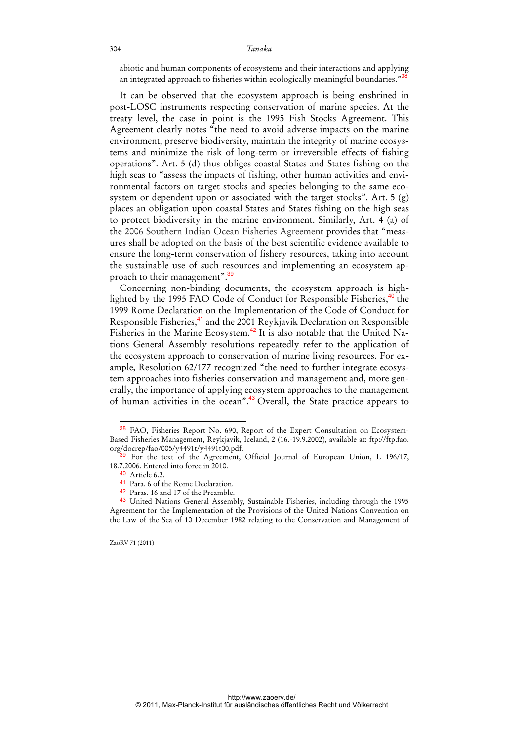abiotic and human components of ecosystems and their interactions and applying an integrated approach to fisheries within ecologically meaningful boundaries."[38]

It can be observed that the ecosystem approach is being enshrined in post-LOSC instruments respecting conservation of marine species. At the treaty level, the case in point is the 1995 Fish Stocks Agreement. This Agreement clearly notes "the need to avoid adverse impacts on the marine environment, preserve biodiversity, maintain the integrity of marine ecosystems and minimize the risk of long-term or irreversible effects of fishing operations". Art. 5 (d) thus obliges coastal States and States fishing on the high seas to "assess the impacts of fishing, other human activities and environmental factors on target stocks and species belonging to the same ecosystem or dependent upon or associated with the target stocks". Art. 5 (g) places an obligation upon coastal States and States fishing on the high seas to protect biodiversity in the marine environment. Similarly, Art. 4 (a) of the 2006 Southern Indian Ocean Fisheries Agreement provides that "measures shall be adopted on the basis of the best scientific evidence available to ensure the long-term conservation of fishery resources, taking into account the sustainable use of such resources and implementing an ecosystem approach to their management".[39]

Concerning non-binding documents, the ecosystem approach is highlighted by the 1995 FAO Code of Conduct for Responsible Fisheries,[40] the 1999 Rome Declaration on the Implementation of the Code of Conduct for Responsible Fisheries,[41] and the 2001 Reykjavik Declaration on Responsible Fisheries in the Marine Ecosystem.[42] It is also notable that the United Nations General Assembly resolutions repeatedly refer to the application of the ecosystem approach to conservation of marine living resources. For example, Resolution 62/177 recognized "the need to further integrate ecosystem approaches into fisheries conservation and management and, more generally, the importance of applying ecosystem approaches to the management of human activities in the ocean".[43] Overall, the State practice appears to

---

[38] FAO, Fisheries Report No. 690, Report of the Expert Consultation on Ecosystem-Based Fisheries Management, Reykjavik, Iceland, 2 (16.-19.9.2002), available at: ftp://ftp.fao.org/docrep/fao/005/y4491t/y4491t00.pdf.

[39] For the text of the Agreement, Official Journal of European Union, L 196/17, 18.7.2006. Entered into force in 2010.

[40] Article 6.2.

[41] Para. 6 of the Rome Declaration.

[42] Paras. 16 and 17 of the Preamble.

[43] United Nations General Assembly, Sustainable Fisheries, including through the 1995 Agreement for the Implementation of the Provisions of the United Nations Convention on the Law of the Sea of 10 December 1982 relating to the Conservation and Management of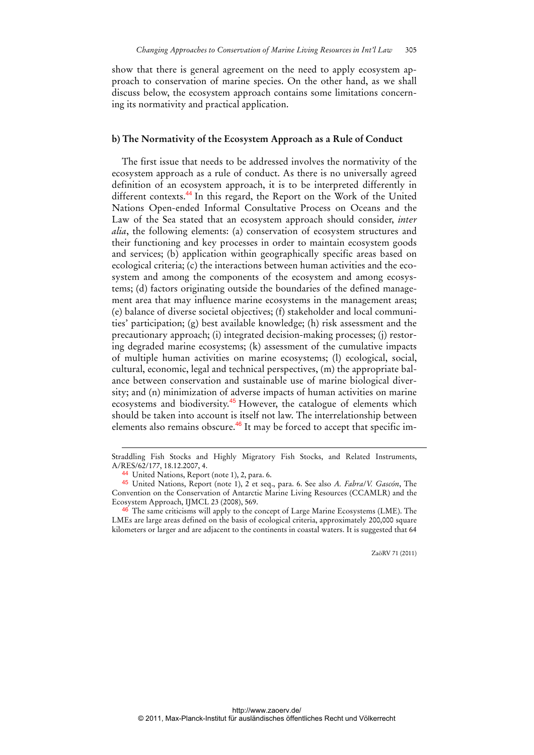show that there is general agreement on the need to apply ecosystem approach to conservation of marine species. On the other hand, as we shall discuss below, the ecosystem approach contains some limitations concerning its normativity and practical application.

### b) The Normativity of the Ecosystem Approach as a Rule of Conduct

The first issue that needs to be addressed involves the normativity of the ecosystem approach as a rule of conduct. As there is no universally agreed definition of an ecosystem approach, it is to be interpreted differently in different contexts.[44] In this regard, the Report on the Work of the United Nations Open-ended Informal Consultative Process on Oceans and the Law of the Sea stated that an ecosystem approach should consider, *inter alia*, the following elements: (a) conservation of ecosystem structures and their functioning and key processes in order to maintain ecosystem goods and services; (b) application within geographically specific areas based on ecological criteria; (c) the interactions between human activities and the ecosystem and among the components of the ecosystem and among ecosystems; (d) factors originating outside the boundaries of the defined management area that may influence marine ecosystems in the management areas; (e) balance of diverse societal objectives; (f) stakeholder and local communities' participation; (g) best available knowledge; (h) risk assessment and the precautionary approach; (i) integrated decision-making processes; (j) restoring degraded marine ecosystems; (k) assessment of the cumulative impacts of multiple human activities on marine ecosystems; (l) ecological, social, cultural, economic, legal and technical perspectives, (m) the appropriate balance between conservation and sustainable use of marine biological diversity; and (n) minimization of adverse impacts of human activities on marine ecosystems and biodiversity.[45] However, the catalogue of elements which should be taken into account is itself not law. The interrelationship between elements also remains obscure.[46] It may be forced to accept that specific im-

---

Straddling Fish Stocks and Highly Migratory Fish Stocks, and Related Instruments, A/RES/62/177, 18.12.2007, 4.

[44] United Nations, Report (note 1), 2, para. 6.

[45] United Nations, Report (note 1), 2 et seq., para. 6. See also *A. Fabra/V. Gascón*, The Convention on the Conservation of Antarctic Marine Living Resources (CCAMLR) and the Ecosystem Approach, IJMCL 23 (2008), 569.

[46] The same criticisms will apply to the concept of Large Marine Ecosystems (LME). The LMEs are large areas defined on the basis of ecological criteria, approximately 200,000 square kilometers or larger and are adjacent to the continents in coastal waters. It is suggested that 64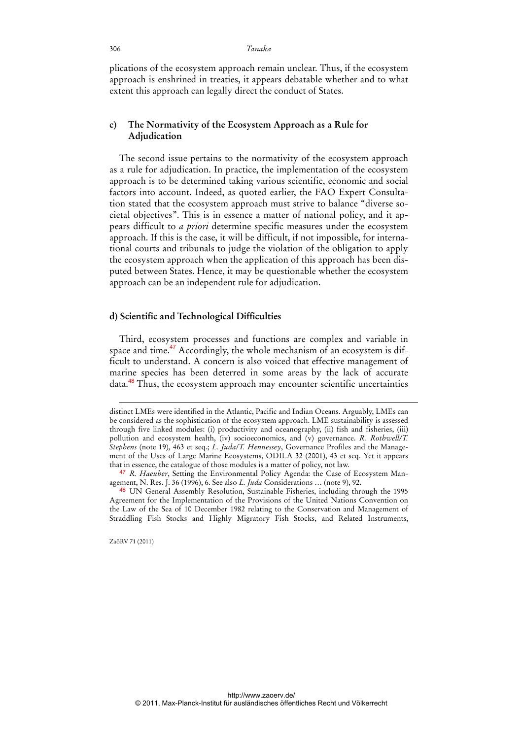plications of the ecosystem approach remain unclear. Thus, if the ecosystem approach is enshrined in treaties, it appears debatable whether and to what extent this approach can legally direct the conduct of States.

### c) The Normativity of the Ecosystem Approach as a Rule for Adjudication

The second issue pertains to the normativity of the ecosystem approach as a rule for adjudication. In practice, the implementation of the ecosystem approach is to be determined taking various scientific, economic and social factors into account. Indeed, as quoted earlier, the FAO Expert Consultation stated that the ecosystem approach must strive to balance "diverse societal objectives". This is in essence a matter of national policy, and it appears difficult to *a priori* determine specific measures under the ecosystem approach. If this is the case, it will be difficult, if not impossible, for international courts and tribunals to judge the violation of the obligation to apply the ecosystem approach when the application of this approach has been disputed between States. Hence, it may be questionable whether the ecosystem approach can be an independent rule for adjudication.

### d) Scientific and Technological Difficulties

Third, ecosystem processes and functions are complex and variable in space and time.[47] Accordingly, the whole mechanism of an ecosystem is difficult to understand. A concern is also voiced that effective management of marine species has been deterred in some areas by the lack of accurate data.[48] Thus, the ecosystem approach may encounter scientific uncertainties

---

distinct LMEs were identified in the Atlantic, Pacific and Indian Oceans. Arguably, LMEs can be considered as the sophistication of the ecosystem approach. LME sustainability is assessed through five linked modules: (i) productivity and oceanography, (ii) fish and fisheries, (iii) pollution and ecosystem health, (iv) socioeconomics, and (v) governance. *R. Rothwell/T. Stephens* (note 19), 463 et seq.; *L. Juda/T. Hennessey*, Governance Profiles and the Management of the Uses of Large Marine Ecosystems, ODILA 32 (2001), 43 et seq. Yet it appears that in essence, the catalogue of those modules is a matter of policy, not law.

[47] *R. Haeuber*, Setting the Environmental Policy Agenda: the Case of Ecosystem Management, N. Res. J. 36 (1996), 6. See also *L. Juda* Considerations ... (note 9), 92.

[48] UN General Assembly Resolution, Sustainable Fisheries, including through the 1995 Agreement for the Implementation of the Provisions of the United Nations Convention on the Law of the Sea of 10 December 1982 relating to the Conservation and Management of Straddling Fish Stocks and Highly Migratory Fish Stocks, and Related Instruments,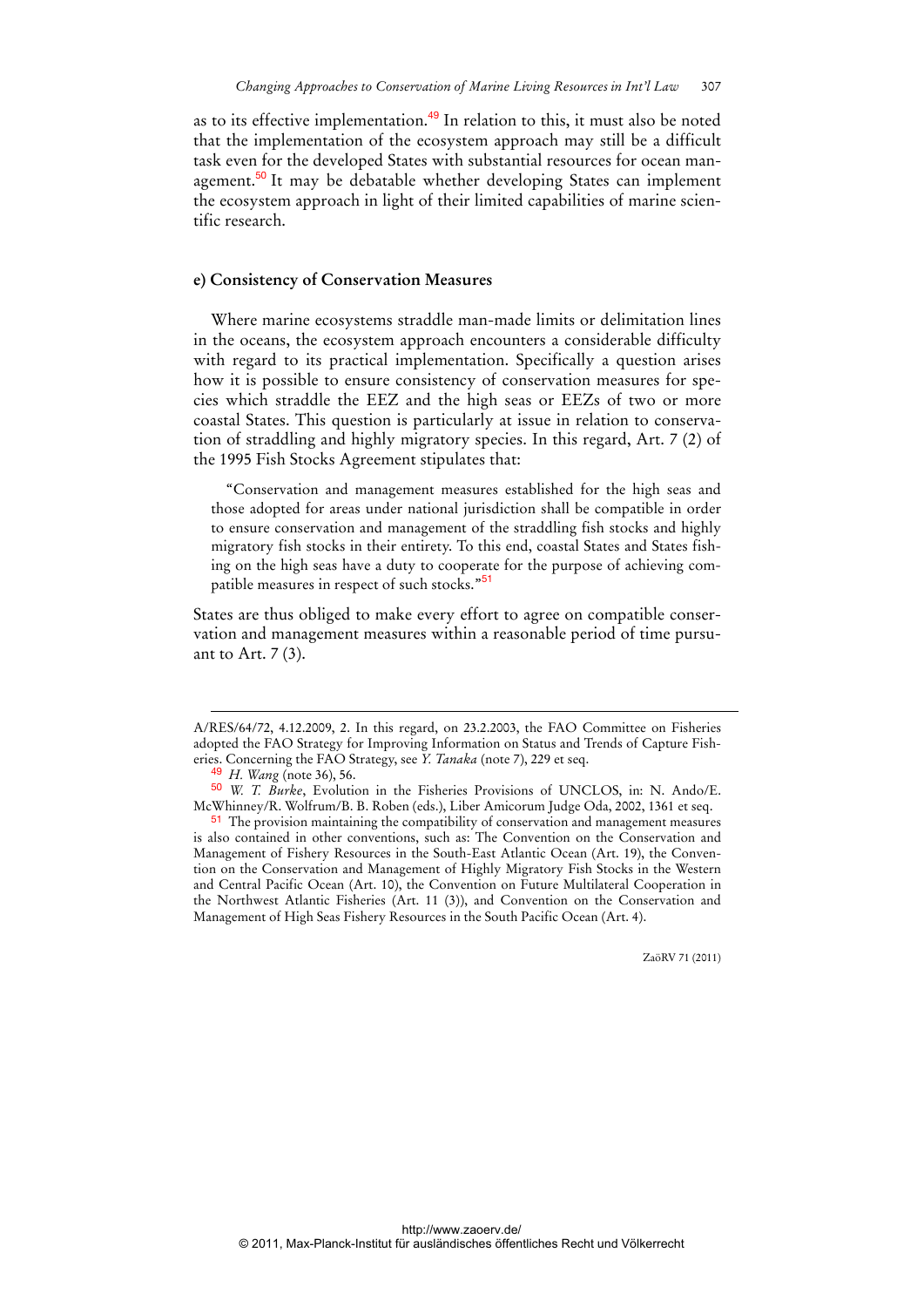as to its effective implementation.[49] In relation to this, it must also be noted that the implementation of the ecosystem approach may still be a difficult task even for the developed States with substantial resources for ocean management.[50] It may be debatable whether developing States can implement the ecosystem approach in light of their limited capabilities of marine scientific research.

### e) Consistency of Conservation Measures

Where marine ecosystems straddle man-made limits or delimitation lines in the oceans, the ecosystem approach encounters a considerable difficulty with regard to its practical implementation. Specifically a question arises how it is possible to ensure consistency of conservation measures for species which straddle the EEZ and the high seas or EEZs of two or more coastal States. This question is particularly at issue in relation to conservation of straddling and highly migratory species. In this regard, Art. 7 (2) of the 1995 Fish Stocks Agreement stipulates that:

> "Conservation and management measures established for the high seas and those adopted for areas under national jurisdiction shall be compatible in order to ensure conservation and management of the straddling fish stocks and highly migratory fish stocks in their entirety. To this end, coastal States and States fishing on the high seas have a duty to cooperate for the purpose of achieving compatible measures in respect of such stocks."[51]

States are thus obliged to make every effort to agree on compatible conservation and management measures within a reasonable period of time pursuant to Art. 7 (3).

---

A/RES/64/72, 4.12.2009, 2. In this regard, on 23.2.2003, the FAO Committee on Fisheries adopted the FAO Strategy for Improving Information on Status and Trends of Capture Fisheries. Concerning the FAO Strategy, see *Y. Tanaka* (note 7), 229 et seq.

[49] *H. Wang* (note 36), 56.

[50] *W. T. Burke*, Evolution in the Fisheries Provisions of UNCLOS, in: N. Ando/E. McWhinney/R. Wolfrum/B. B. Roben (eds.), Liber Amicorum Judge Oda, 2002, 1361 et seq.

[51] The provision maintaining the compatibility of conservation and management measures is also contained in other conventions, such as: The Convention on the Conservation and Management of Fishery Resources in the South-East Atlantic Ocean (Art. 19), the Convention on the Conservation and Management of Highly Migratory Fish Stocks in the Western and Central Pacific Ocean (Art. 10), the Convention on Future Multilateral Cooperation in the Northwest Atlantic Fisheries (Art. 11 (3)), and Convention on the Conservation and Management of High Seas Fishery Resources in the South Pacific Ocean (Art. 4).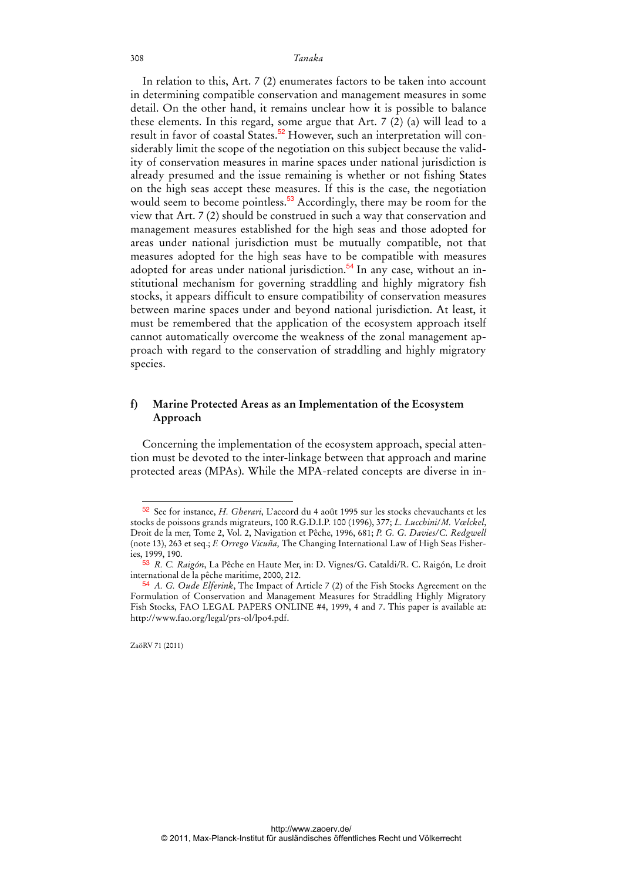In relation to this, Art. 7 (2) enumerates factors to be taken into account in determining compatible conservation and management measures in some detail. On the other hand, it remains unclear how it is possible to balance these elements. In this regard, some argue that Art. 7 (2) (a) will lead to a result in favor of coastal States.[52] However, such an interpretation will considerably limit the scope of the negotiation on this subject because the validity of conservation measures in marine spaces under national jurisdiction is already presumed and the issue remaining is whether or not fishing States on the high seas accept these measures. If this is the case, the negotiation would seem to become pointless.[53] Accordingly, there may be room for the view that Art. 7 (2) should be construed in such a way that conservation and management measures established for the high seas and those adopted for areas under national jurisdiction must be mutually compatible, not that measures adopted for the high seas have to be compatible with measures adopted for areas under national jurisdiction.[54] In any case, without an institutional mechanism for governing straddling and highly migratory fish stocks, it appears difficult to ensure compatibility of conservation measures between marine spaces under and beyond national jurisdiction. At least, it must be remembered that the application of the ecosystem approach itself cannot automatically overcome the weakness of the zonal management approach with regard to the conservation of straddling and highly migratory species.

### f) Marine Protected Areas as an Implementation of the Ecosystem Approach

Concerning the implementation of the ecosystem approach, special attention must be devoted to the inter-linkage between that approach and marine protected areas (MPAs). While the MPA-related concepts are diverse in in-

---

[52] See for instance, *H. Gherari*, L'accord du 4 août 1995 sur les stocks chevauchants et les stocks de poissons grands migrateurs, 100 R.G.D.I.P. 100 (1996), 377; *L. Lucchini/M. Vœlckel*, Droit de la mer, Tome 2, Vol. 2, Navigation et Pêche, 1996, 681; *P. G. G. Davies/C. Redgwell* (note 13), 263 et seq.; *F. Orrego Vicuña,* The Changing International Law of High Seas Fisheries, 1999, 190.

[53] *R. C. Raigón*, La Pêche en Haute Mer, in: D. Vignes/G. Cataldi/R. C. Raigón, Le droit international de la pêche maritime, 2000, 212.

[54] *A. G. Oude Elferink*, The Impact of Article 7 (2) of the Fish Stocks Agreement on the Formulation of Conservation and Management Measures for Straddling Highly Migratory Fish Stocks, FAO LEGAL PAPERS ONLINE #4, 1999, 4 and 7. This paper is available at: http://www.fao.org/legal/prs-ol/lpo4.pdf.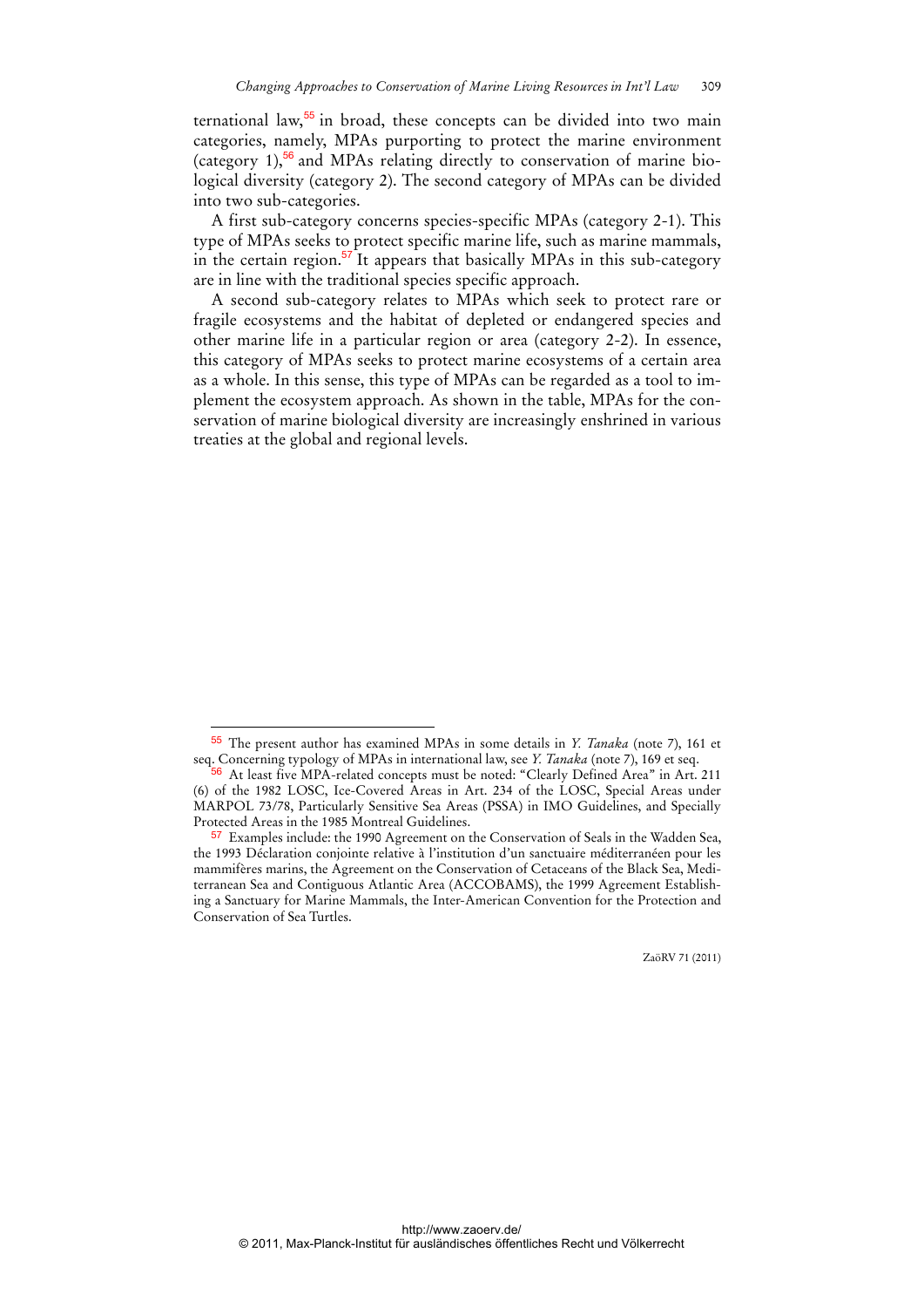ternational law,[55] in broad, these concepts can be divided into two main categories, namely, MPAs purporting to protect the marine environment (category 1),[56] and MPAs relating directly to conservation of marine biological diversity (category 2). The second category of MPAs can be divided into two sub-categories.

A first sub-category concerns species-specific MPAs (category 2-1). This type of MPAs seeks to protect specific marine life, such as marine mammals, in the certain region.[57] It appears that basically MPAs in this sub-category are in line with the traditional species specific approach.

A second sub-category relates to MPAs which seek to protect rare or fragile ecosystems and the habitat of depleted or endangered species and other marine life in a particular region or area (category 2-2). In essence, this category of MPAs seeks to protect marine ecosystems of a certain area as a whole. In this sense, this type of MPAs can be regarded as a tool to implement the ecosystem approach. As shown in the table, MPAs for the conservation of marine biological diversity are increasingly enshrined in various treaties at the global and regional levels.

---

[55] The present author has examined MPAs in some details in *Y. Tanaka* (note 7), 161 et seq. Concerning typology of MPAs in international law, see *Y. Tanaka* (note 7), 169 et seq.

[56] At least five MPA-related concepts must be noted: "Clearly Defined Area" in Art. 211 (6) of the 1982 LOSC, Ice-Covered Areas in Art. 234 of the LOSC, Special Areas under MARPOL 73/78, Particularly Sensitive Sea Areas (PSSA) in IMO Guidelines, and Specially Protected Areas in the 1985 Montreal Guidelines.

[57] Examples include: the 1990 Agreement on the Conservation of Seals in the Wadden Sea, the 1993 Déclaration conjointe relative à l'institution d'un sanctuaire méditerranéen pour les mammifères marins, the Agreement on the Conservation of Cetaceans of the Black Sea, Mediterranean Sea and Contiguous Atlantic Area (ACCOBAMS), the 1999 Agreement Establishing a Sanctuary for Marine Mammals, the Inter-American Convention for the Protection and Conservation of Sea Turtles.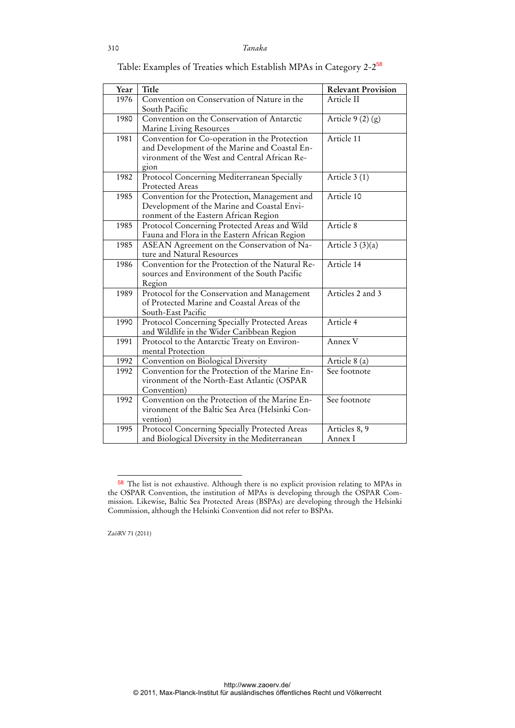Table: Examples of Treaties which Establish MPAs in Category 2-2[58]

| Year | Title | Relevant Provision |
|---|---|---|
| 1976 | Convention on Conservation of Nature in the South Pacific | Article II |
| 1980 | Convention on the Conservation of Antarctic Marine Living Resources | Article 9 (2) (g) |
| 1981 | Convention for Co-operation in the Protection and Development of the Marine and Coastal Environment of the West and Central African Region | Article 11 |
| 1982 | Protocol Concerning Mediterranean Specially Protected Areas | Article 3 (1) |
| 1985 | Convention for the Protection, Management and Development of the Marine and Coastal Environment of the Eastern African Region | Article 10 |
| 1985 | Protocol Concerning Protected Areas and Wild Fauna and Flora in the Eastern African Region | Article 8 |
| 1985 | ASEAN Agreement on the Conservation of Nature and Natural Resources | Article 3 (3)(a) |
| 1986 | Convention for the Protection of the Natural Resources and Environment of the South Pacific Region | Article 14 |
| 1989 | Protocol for the Conservation and Management of Protected Marine and Coastal Areas of the South-East Pacific | Articles 2 and 3 |
| 1990 | Protocol Concerning Specially Protected Areas and Wildlife in the Wider Caribbean Region | Article 4 |
| 1991 | Protocol to the Antarctic Treaty on Environmental Protection | Annex V |
| 1992 | Convention on Biological Diversity | Article 8 (a) |
| 1992 | Convention for the Protection of the Marine Environment of the North-East Atlantic (OSPAR Convention) | See footnote |
| 1992 | Convention on the Protection of the Marine Environment of the Baltic Sea Area (Helsinki Convention) | See footnote |
| 1995 | Protocol Concerning Specially Protected Areas and Biological Diversity in the Mediterranean | Articles 8, 9 Annex I |

[58] The list is not exhaustive. Although there is no explicit provision relating to MPAs in the OSPAR Convention, the institution of MPAs is developing through the OSPAR Commission. Likewise, Baltic Sea Protected Areas (BSPAs) are developing through the Helsinki Commission, although the Helsinki Convention did not refer to BSPAs.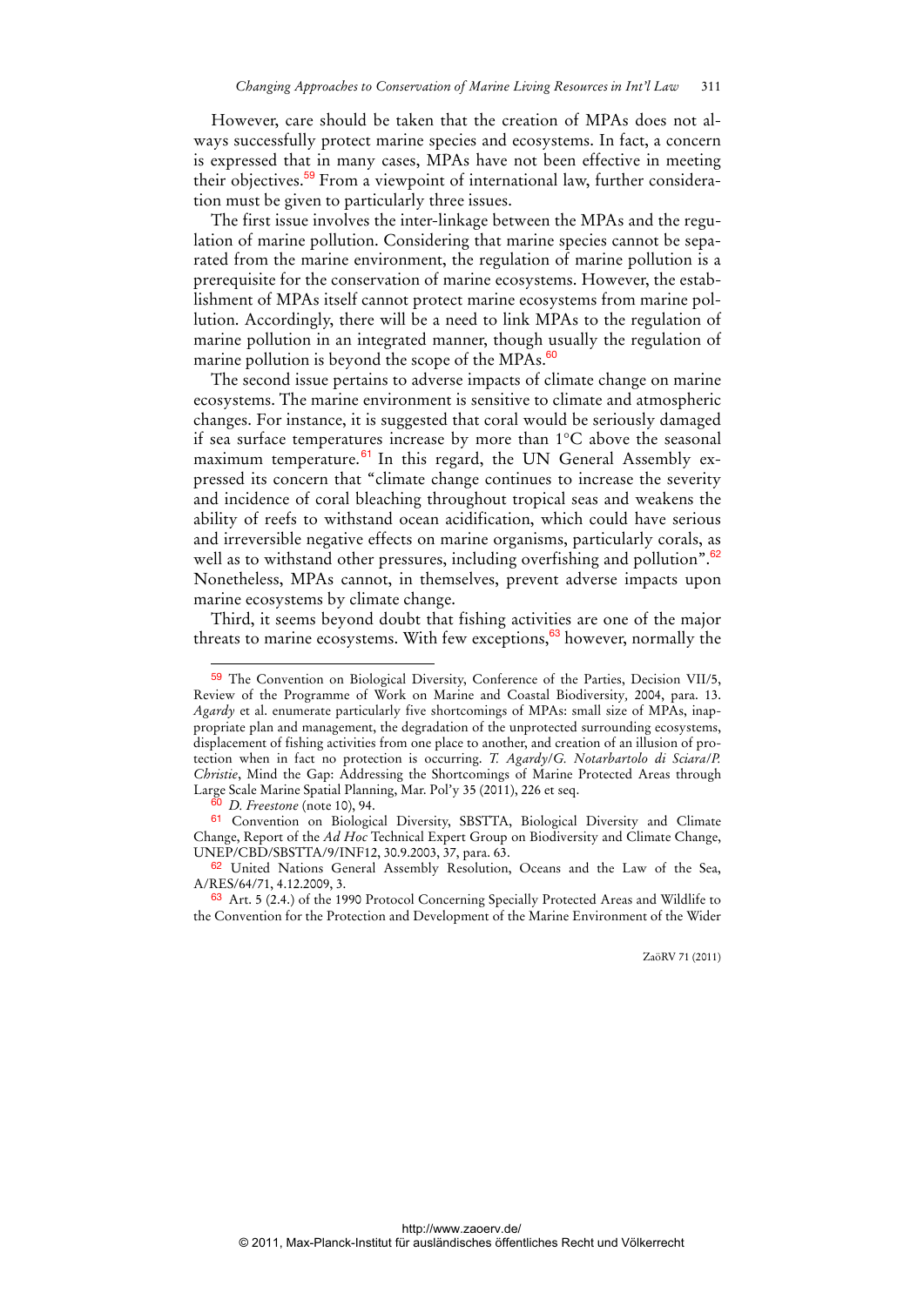However, care should be taken that the creation of MPAs does not always successfully protect marine species and ecosystems. In fact, a concern is expressed that in many cases, MPAs have not been effective in meeting their objectives.[59] From a viewpoint of international law, further consideration must be given to particularly three issues.

The first issue involves the inter-linkage between the MPAs and the regulation of marine pollution. Considering that marine species cannot be separated from the marine environment, the regulation of marine pollution is a prerequisite for the conservation of marine ecosystems. However, the establishment of MPAs itself cannot protect marine ecosystems from marine pollution. Accordingly, there will be a need to link MPAs to the regulation of marine pollution in an integrated manner, though usually the regulation of marine pollution is beyond the scope of the MPAs.[60]

The second issue pertains to adverse impacts of climate change on marine ecosystems. The marine environment is sensitive to climate and atmospheric changes. For instance, it is suggested that coral would be seriously damaged if sea surface temperatures increase by more than 1°C above the seasonal maximum temperature.[61] In this regard, the UN General Assembly expressed its concern that "climate change continues to increase the severity and incidence of coral bleaching throughout tropical seas and weakens the ability of reefs to withstand ocean acidification, which could have serious and irreversible negative effects on marine organisms, particularly corals, as well as to withstand other pressures, including overfishing and pollution".[62] Nonetheless, MPAs cannot, in themselves, prevent adverse impacts upon marine ecosystems by climate change.

Third, it seems beyond doubt that fishing activities are one of the major threats to marine ecosystems. With few exceptions,[63] however, normally the

---

[59] The Convention on Biological Diversity, Conference of the Parties, Decision VII/5, Review of the Programme of Work on Marine and Coastal Biodiversity, 2004, para. 13. *Agardy* et al. enumerate particularly five shortcomings of MPAs: small size of MPAs, inappropriate plan and management, the degradation of the unprotected surrounding ecosystems, displacement of fishing activities from one place to another, and creation of an illusion of protection when in fact no protection is occurring. *T. Agardy/G. Notarbartolo di Sciara/P. Christie*, Mind the Gap: Addressing the Shortcomings of Marine Protected Areas through Large Scale Marine Spatial Planning, Mar. Pol'y 35 (2011), 226 et seq.

[60] *D. Freestone* (note 10), 94.

[61] Convention on Biological Diversity, SBSTTA, Biological Diversity and Climate Change, Report of the *Ad Hoc* Technical Expert Group on Biodiversity and Climate Change, UNEP/CBD/SBSTTA/9/INF12, 30.9.2003, 37, para. 63.

[62] United Nations General Assembly Resolution, Oceans and the Law of the Sea, A/RES/64/71, 4.12.2009, 3.

[63] Art. 5 (2.4.) of the 1990 Protocol Concerning Specially Protected Areas and Wildlife to the Convention for the Protection and Development of the Marine Environment of the Wider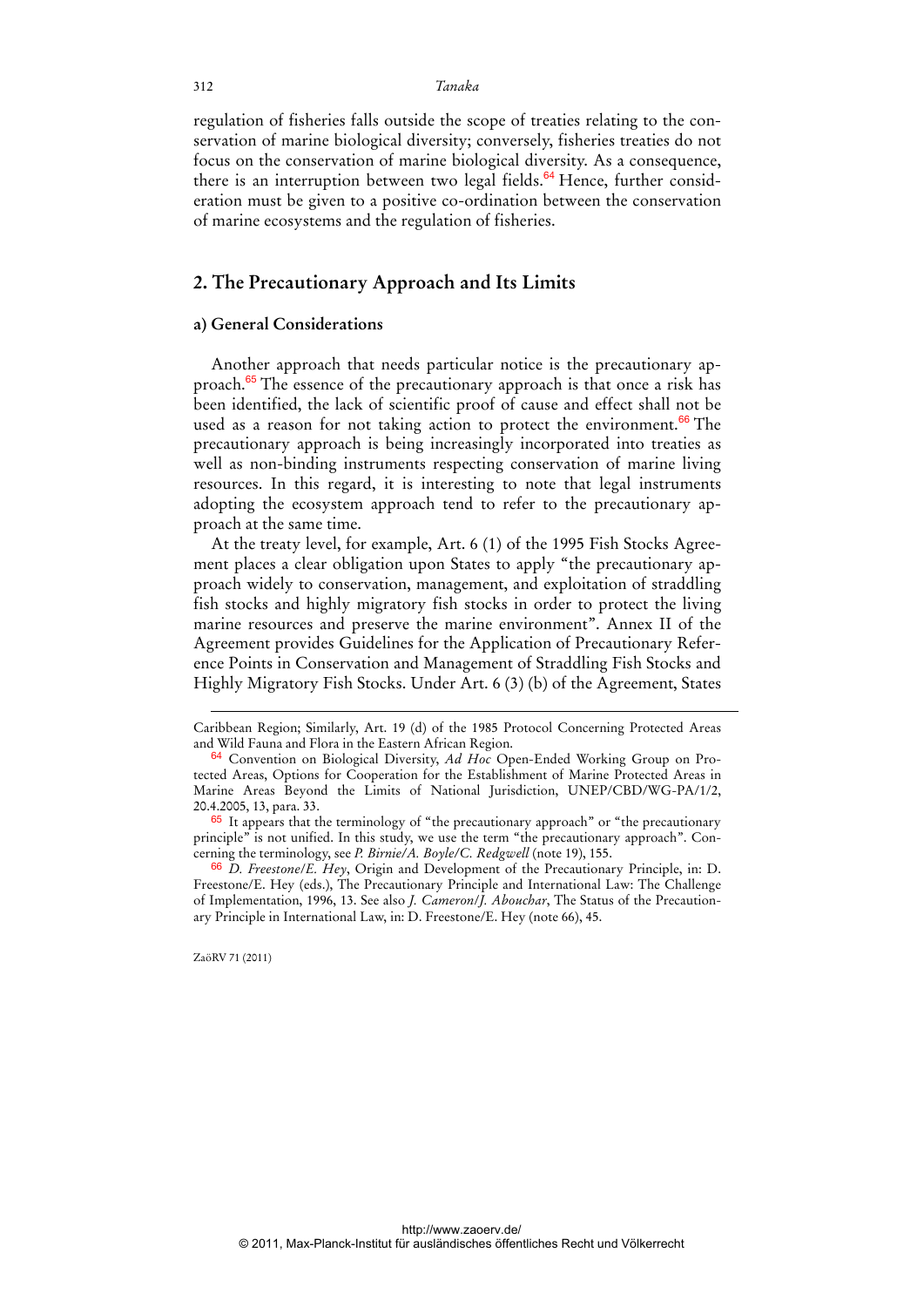regulation of fisheries falls outside the scope of treaties relating to the conservation of marine biological diversity; conversely, fisheries treaties do not focus on the conservation of marine biological diversity. As a consequence, there is an interruption between two legal fields.[64] Hence, further consideration must be given to a positive co-ordination between the conservation of marine ecosystems and the regulation of fisheries.

## 2. The Precautionary Approach and Its Limits

### a) General Considerations

Another approach that needs particular notice is the precautionary approach.[65] The essence of the precautionary approach is that once a risk has been identified, the lack of scientific proof of cause and effect shall not be used as a reason for not taking action to protect the environment.[66] The precautionary approach is being increasingly incorporated into treaties as well as non-binding instruments respecting conservation of marine living resources. In this regard, it is interesting to note that legal instruments adopting the ecosystem approach tend to refer to the precautionary approach at the same time.

At the treaty level, for example, Art. 6 (1) of the 1995 Fish Stocks Agreement places a clear obligation upon States to apply "the precautionary approach widely to conservation, management, and exploitation of straddling fish stocks and highly migratory fish stocks in order to protect the living marine resources and preserve the marine environment". Annex II of the Agreement provides Guidelines for the Application of Precautionary Reference Points in Conservation and Management of Straddling Fish Stocks and Highly Migratory Fish Stocks. Under Art. 6 (3) (b) of the Agreement, States

---

Caribbean Region; Similarly, Art. 19 (d) of the 1985 Protocol Concerning Protected Areas and Wild Fauna and Flora in the Eastern African Region.

[64] Convention on Biological Diversity, *Ad Hoc* Open-Ended Working Group on Protected Areas, Options for Cooperation for the Establishment of Marine Protected Areas in Marine Areas Beyond the Limits of National Jurisdiction, UNEP/CBD/WG-PA/1/2, 20.4.2005, 13, para. 33.

[65] It appears that the terminology of "the precautionary approach" or "the precautionary principle" is not unified. In this study, we use the term "the precautionary approach". Concerning the terminology, see *P. Birnie/A. Boyle/C. Redgwell* (note 19), 155.

[66] *D. Freestone/E. Hey*, Origin and Development of the Precautionary Principle, in: D. Freestone/E. Hey (eds.), The Precautionary Principle and International Law: The Challenge of Implementation, 1996, 13. See also *J. Cameron/J. Abouchar*, The Status of the Precautionary Principle in International Law, in: D. Freestone/E. Hey (note 66), 45.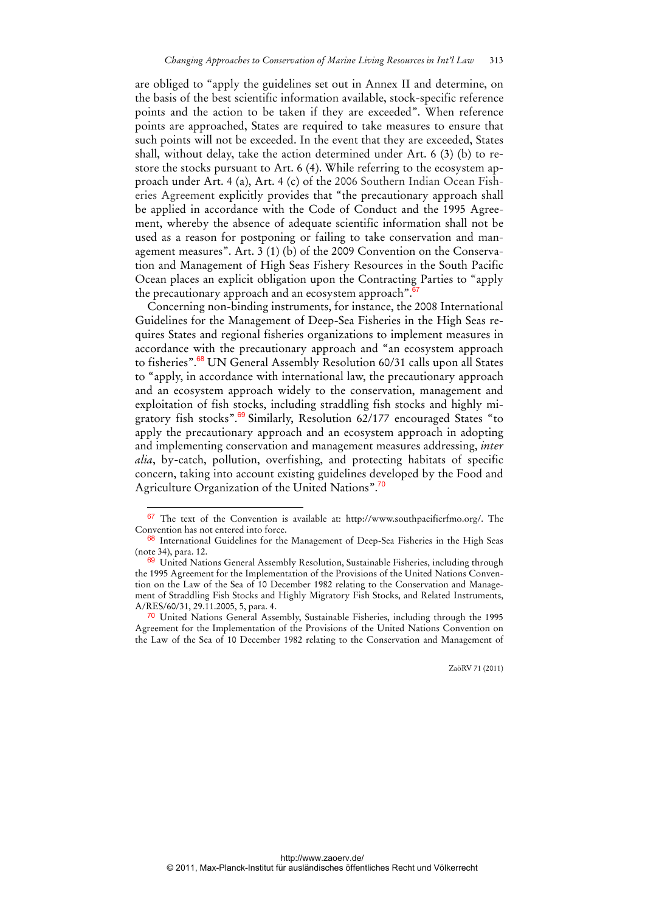are obliged to "apply the guidelines set out in Annex II and determine, on the basis of the best scientific information available, stock-specific reference points and the action to be taken if they are exceeded". When reference points are approached, States are required to take measures to ensure that such points will not be exceeded. In the event that they are exceeded, States shall, without delay, take the action determined under Art. 6 (3) (b) to restore the stocks pursuant to Art. 6 (4). While referring to the ecosystem approach under Art. 4 (a), Art. 4 (c) of the 2006 Southern Indian Ocean Fisheries Agreement explicitly provides that "the precautionary approach shall be applied in accordance with the Code of Conduct and the 1995 Agreement, whereby the absence of adequate scientific information shall not be used as a reason for postponing or failing to take conservation and management measures". Art. 3 (1) (b) of the 2009 Convention on the Conservation and Management of High Seas Fishery Resources in the South Pacific Ocean places an explicit obligation upon the Contracting Parties to "apply the precautionary approach and an ecosystem approach".[67]

Concerning non-binding instruments, for instance, the 2008 International Guidelines for the Management of Deep-Sea Fisheries in the High Seas requires States and regional fisheries organizations to implement measures in accordance with the precautionary approach and "an ecosystem approach to fisheries".[68] UN General Assembly Resolution 60/31 calls upon all States to "apply, in accordance with international law, the precautionary approach and an ecosystem approach widely to the conservation, management and exploitation of fish stocks, including straddling fish stocks and highly migratory fish stocks".[69] Similarly, Resolution 62/177 encouraged States "to apply the precautionary approach and an ecosystem approach in adopting and implementing conservation and management measures addressing, *inter alia*, by-catch, pollution, overfishing, and protecting habitats of specific concern, taking into account existing guidelines developed by the Food and Agriculture Organization of the United Nations".[70]

---

[67] The text of the Convention is available at: http://www.southpacificrfmo.org/. The Convention has not entered into force.

[68] International Guidelines for the Management of Deep-Sea Fisheries in the High Seas (note 34), para. 12.

[69] United Nations General Assembly Resolution, Sustainable Fisheries, including through the 1995 Agreement for the Implementation of the Provisions of the United Nations Convention on the Law of the Sea of 10 December 1982 relating to the Conservation and Management of Straddling Fish Stocks and Highly Migratory Fish Stocks, and Related Instruments, A/RES/60/31, 29.11.2005, 5, para. 4.

[70] United Nations General Assembly, Sustainable Fisheries, including through the 1995 Agreement for the Implementation of the Provisions of the United Nations Convention on the Law of the Sea of 10 December 1982 relating to the Conservation and Management of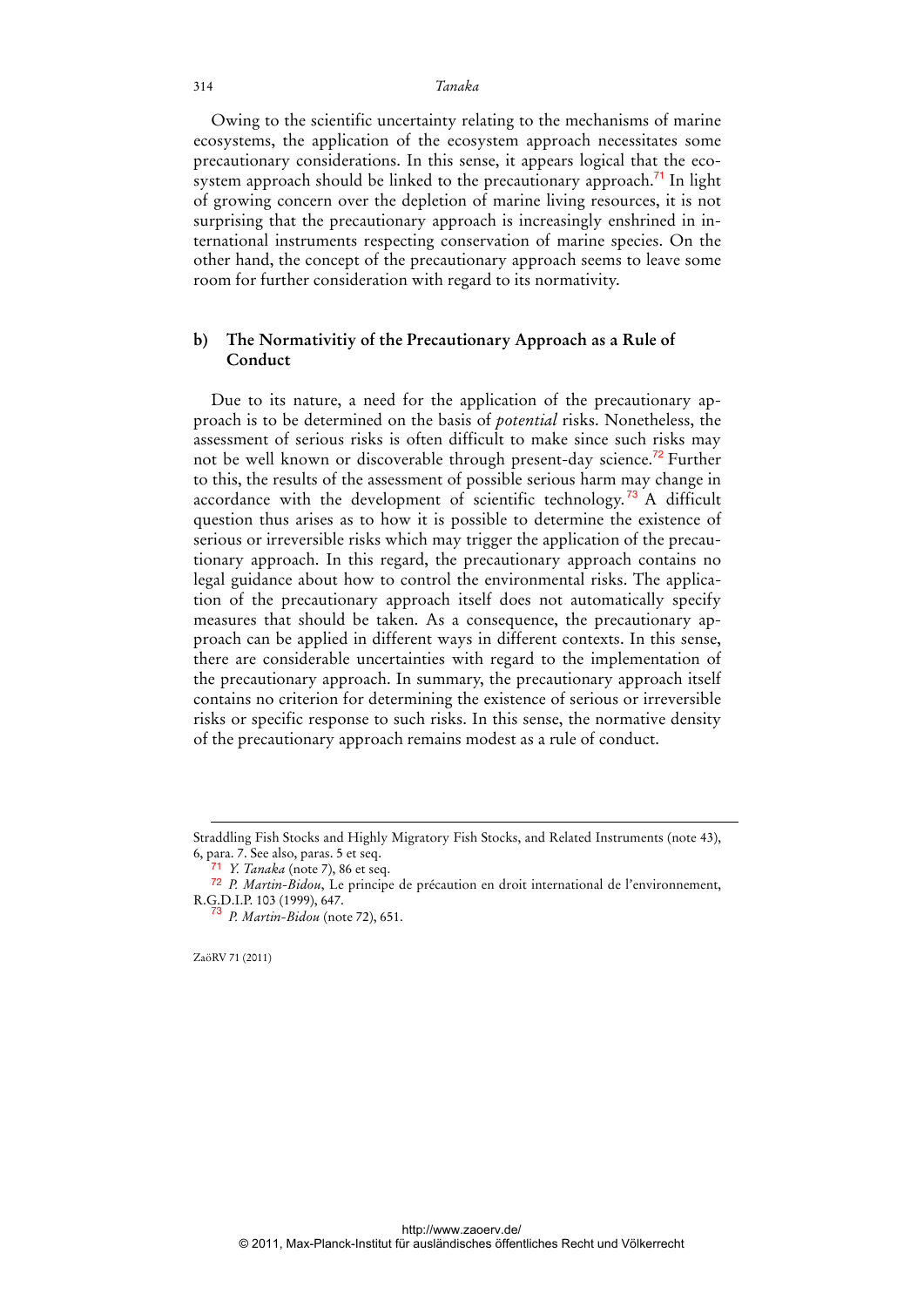Owing to the scientific uncertainty relating to the mechanisms of marine ecosystems, the application of the ecosystem approach necessitates some precautionary considerations. In this sense, it appears logical that the ecosystem approach should be linked to the precautionary approach.[71] In light of growing concern over the depletion of marine living resources, it is not surprising that the precautionary approach is increasingly enshrined in international instruments respecting conservation of marine species. On the other hand, the concept of the precautionary approach seems to leave some room for further consideration with regard to its normativity.

### b) The Normativitiy of the Precautionary Approach as a Rule of Conduct

Due to its nature, a need for the application of the precautionary approach is to be determined on the basis of *potential* risks. Nonetheless, the assessment of serious risks is often difficult to make since such risks may not be well known or discoverable through present-day science.[72] Further to this, the results of the assessment of possible serious harm may change in accordance with the development of scientific technology.[73] A difficult question thus arises as to how it is possible to determine the existence of serious or irreversible risks which may trigger the application of the precautionary approach. In this regard, the precautionary approach contains no legal guidance about how to control the environmental risks. The application of the precautionary approach itself does not automatically specify measures that should be taken. As a consequence, the precautionary approach can be applied in different ways in different contexts. In this sense, there are considerable uncertainties with regard to the implementation of the precautionary approach. In summary, the precautionary approach itself contains no criterion for determining the existence of serious or irreversible risks or specific response to such risks. In this sense, the normative density of the precautionary approach remains modest as a rule of conduct.

---

Straddling Fish Stocks and Highly Migratory Fish Stocks, and Related Instruments (note 43), 6, para. 7. See also, paras. 5 et seq.

[71] *Y. Tanaka* (note 7), 86 et seq.

[72] *P. Martin-Bidou*, Le principe de précaution en droit international de l'environnement, R.G.D.I.P. 103 (1999), 647.

[73] *P. Martin-Bidou* (note 72), 651.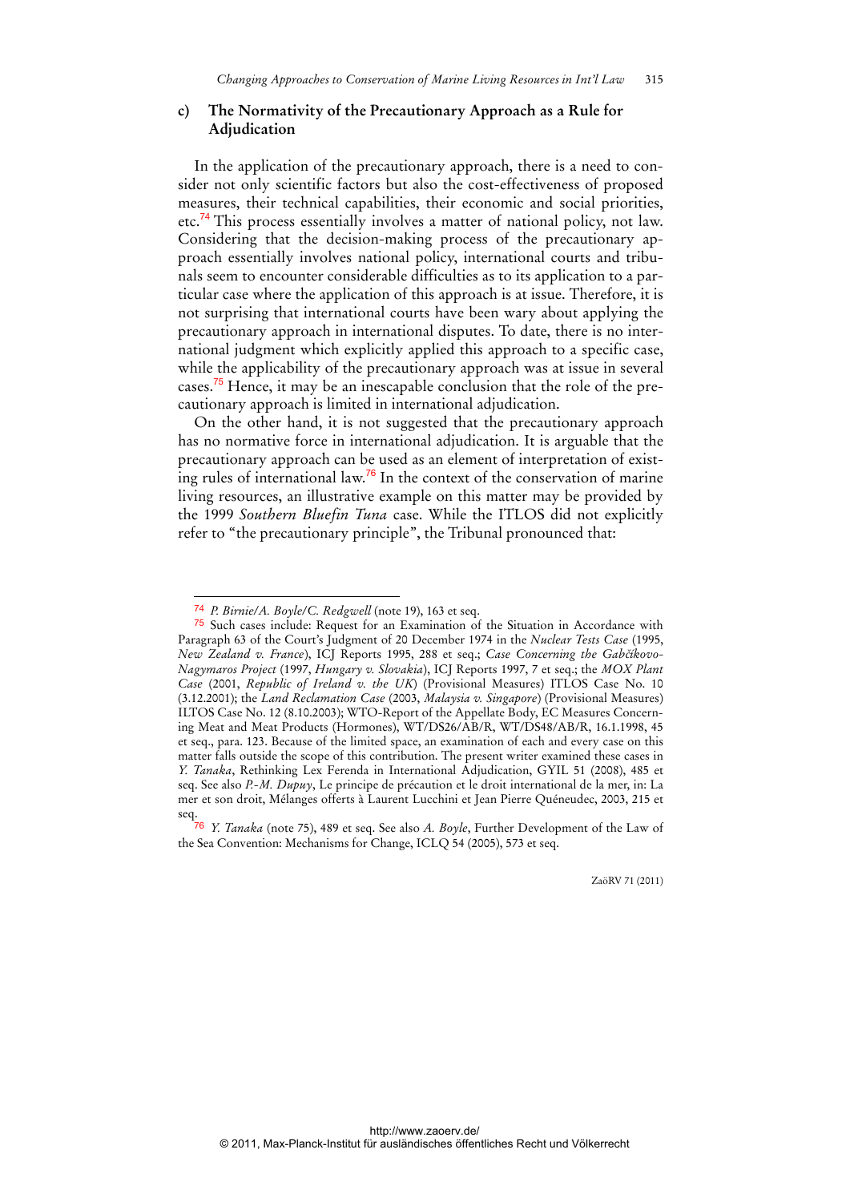### c) The Normativity of the Precautionary Approach as a Rule for Adjudication

In the application of the precautionary approach, there is a need to consider not only scientific factors but also the cost-effectiveness of proposed measures, their technical capabilities, their economic and social priorities, etc.[74] This process essentially involves a matter of national policy, not law. Considering that the decision-making process of the precautionary approach essentially involves national policy, international courts and tribunals seem to encounter considerable difficulties as to its application to a particular case where the application of this approach is at issue. Therefore, it is not surprising that international courts have been wary about applying the precautionary approach in international disputes. To date, there is no international judgment which explicitly applied this approach to a specific case, while the applicability of the precautionary approach was at issue in several cases.[75] Hence, it may be an inescapable conclusion that the role of the precautionary approach is limited in international adjudication.

On the other hand, it is not suggested that the precautionary approach has no normative force in international adjudication. It is arguable that the precautionary approach can be used as an element of interpretation of existing rules of international law.[76] In the context of the conservation of marine living resources, an illustrative example on this matter may be provided by the 1999 *Southern Bluefin Tuna* case. While the ITLOS did not explicitly refer to "the precautionary principle", the Tribunal pronounced that:

---

[74] *P. Birnie/A. Boyle/C. Redgwell* (note 19), 163 et seq.

[75] Such cases include: Request for an Examination of the Situation in Accordance with Paragraph 63 of the Court's Judgment of 20 December 1974 in the *Nuclear Tests Case* (1995, *New Zealand v. France*), ICJ Reports 1995, 288 et seq.; *Case Concerning the Gabčíkovo-Nagymaros Project* (1997, *Hungary v. Slovakia*), ICJ Reports 1997, 7 et seq.; the *MOX Plant Case* (2001, *Republic of Ireland v. the UK*) (Provisional Measures) ITLOS Case No. 10 (3.12.2001); the *Land Reclamation Case* (2003, *Malaysia v. Singapore*) (Provisional Measures) ILTOS Case No. 12 (8.10.2003); WTO-Report of the Appellate Body, EC Measures Concerning Meat and Meat Products (Hormones), WT/DS26/AB/R, WT/DS48/AB/R, 16.1.1998, 45 et seq., para. 123. Because of the limited space, an examination of each and every case on this matter falls outside the scope of this contribution. The present writer examined these cases in *Y. Tanaka*, Rethinking Lex Ferenda in International Adjudication, GYIL 51 (2008), 485 et seq. See also *P.-M. Dupuy*, Le principe de précaution et le droit international de la mer, in: La mer et son droit, Mélanges offerts à Laurent Lucchini et Jean Pierre Quéneudec, 2003, 215 et seq.

[76] *Y. Tanaka* (note 75), 489 et seq. See also *A. Boyle*, Further Development of the Law of the Sea Convention: Mechanisms for Change, ICLQ 54 (2005), 573 et seq.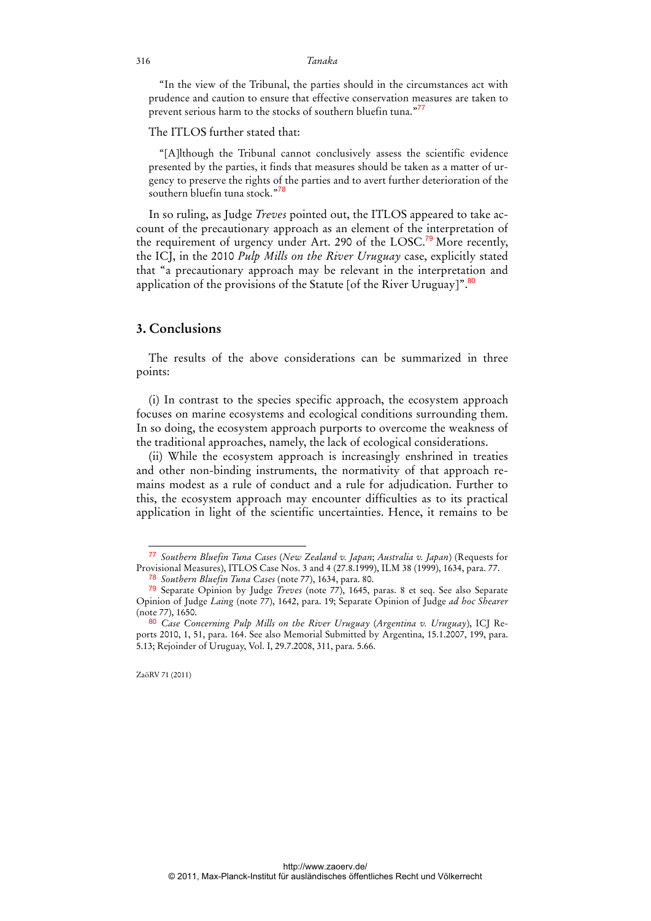"In the view of the Tribunal, the parties should in the circumstances act with prudence and caution to ensure that effective conservation measures are taken to prevent serious harm to the stocks of southern bluefin tuna."[77]

The ITLOS further stated that:

"[A]lthough the Tribunal cannot conclusively assess the scientific evidence presented by the parties, it finds that measures should be taken as a matter of urgency to preserve the rights of the parties and to avert further deterioration of the southern bluefin tuna stock."[78]

In so ruling, as Judge *Treves* pointed out, the ITLOS appeared to take account of the precautionary approach as an element of the interpretation of the requirement of urgency under Art. 290 of the LOSC.[79] More recently, the ICJ, in the 2010 *Pulp Mills on the River Uruguay* case, explicitly stated that "a precautionary approach may be relevant in the interpretation and application of the provisions of the Statute [of the River Uruguay]".[80]

## 3. Conclusions

The results of the above considerations can be summarized in three points:

(i) In contrast to the species specific approach, the ecosystem approach focuses on marine ecosystems and ecological conditions surrounding them. In so doing, the ecosystem approach purports to overcome the weakness of the traditional approaches, namely, the lack of ecological considerations.

(ii) While the ecosystem approach is increasingly enshrined in treaties and other non-binding instruments, the normativity of that approach remains modest as a rule of conduct and a rule for adjudication. Further to this, the ecosystem approach may encounter difficulties as to its practical application in light of the scientific uncertainties. Hence, it remains to be

---

[77] *Southern Bluefin Tuna Cases* (*New Zealand v. Japan*; *Australia v. Japan*) (Requests for Provisional Measures), ITLOS Case Nos. 3 and 4 (27.8.1999), ILM 38 (1999), 1634, para. 77.

[78] *Southern Bluefin Tuna Cases* (note 77), 1634, para. 80.

[79] Separate Opinion by Judge *Treves* (note 77), 1645, paras. 8 et seq. See also Separate Opinion of Judge *Laing* (note 77), 1642, para. 19; Separate Opinion of Judge *ad hoc Shearer* (note 77), 1650.

[80] *Case Concerning Pulp Mills on the River Uruguay* (*Argentina v. Uruguay*), ICJ Reports 2010, 1, 51, para. 164. See also Memorial Submitted by Argentina, 15.1.2007, 199, para. 5.13; Rejoinder of Uruguay, Vol. I, 29.7.2008, 311, para. 5.66.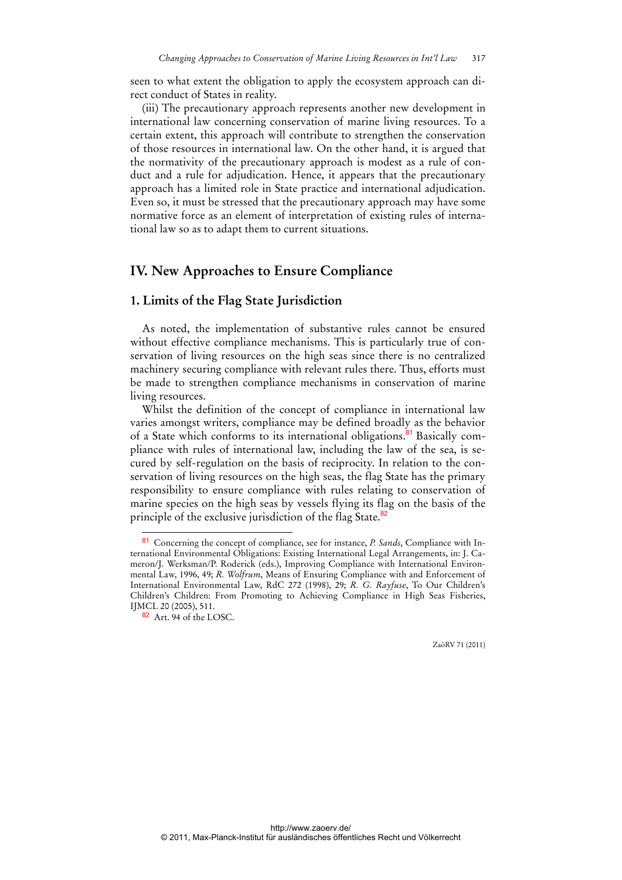seen to what extent the obligation to apply the ecosystem approach can direct conduct of States in reality.

(iii) The precautionary approach represents another new development in international law concerning conservation of marine living resources. To a certain extent, this approach will contribute to strengthen the conservation of those resources in international law. On the other hand, it is argued that the normativity of the precautionary approach is modest as a rule of conduct and a rule for adjudication. Hence, it appears that the precautionary approach has a limited role in State practice and international adjudication. Even so, it must be stressed that the precautionary approach may have some normative force as an element of interpretation of existing rules of international law so as to adapt them to current situations.

## IV. New Approaches to Ensure Compliance

### 1. Limits of the Flag State Jurisdiction

As noted, the implementation of substantive rules cannot be ensured without effective compliance mechanisms. This is particularly true of conservation of living resources on the high seas since there is no centralized machinery securing compliance with relevant rules there. Thus, efforts must be made to strengthen compliance mechanisms in conservation of marine living resources.

Whilst the definition of the concept of compliance in international law varies amongst writers, compliance may be defined broadly as the behavior of a State which conforms to its international obligations.[81] Basically compliance with rules of international law, including the law of the sea, is secured by self-regulation on the basis of reciprocity. In relation to the conservation of living resources on the high seas, the flag State has the primary responsibility to ensure compliance with rules relating to conservation of marine species on the high seas by vessels flying its flag on the basis of the principle of the exclusive jurisdiction of the flag State.[82]

---

[81] Concerning the concept of compliance, see for instance, *P. Sands*, Compliance with International Environmental Obligations: Existing International Legal Arrangements, in: J. Cameron/J. Werksman/P. Roderick (eds.), Improving Compliance with International Environmental Law, 1996, 49; *R. Wolfrum*, Means of Ensuring Compliance with and Enforcement of International Environmental Law, RdC 272 (1998), 29; *R. G. Rayfuse*, To Our Children's Children's Children: From Promoting to Achieving Compliance in High Seas Fisheries, IJMCL 20 (2005), 511.

[82] Art. 94 of the LOSC.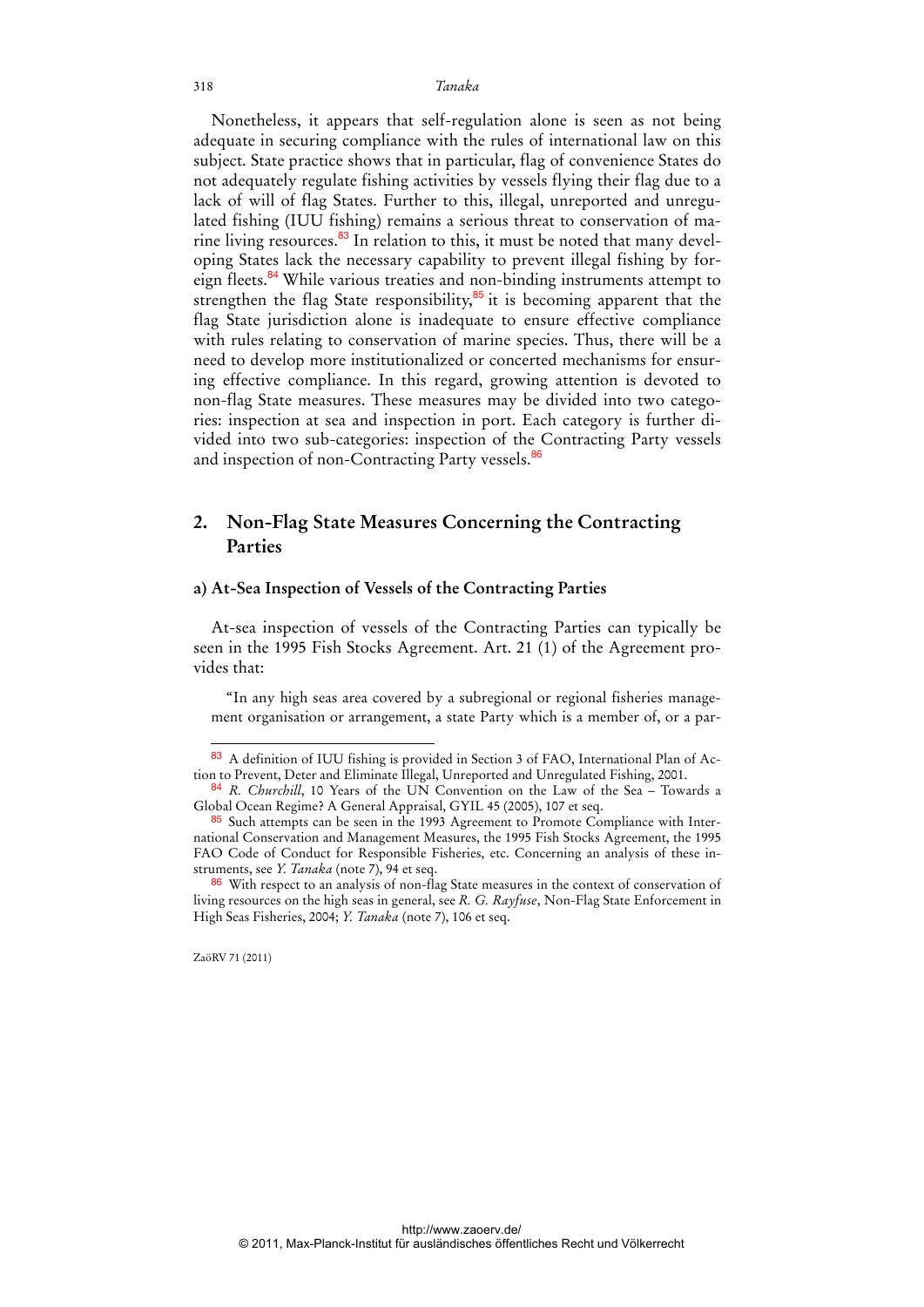Nonetheless, it appears that self-regulation alone is seen as not being adequate in securing compliance with the rules of international law on this subject. State practice shows that in particular, flag of convenience States do not adequately regulate fishing activities by vessels flying their flag due to a lack of will of flag States. Further to this, illegal, unreported and unregulated fishing (IUU fishing) remains a serious threat to conservation of marine living resources.[83] In relation to this, it must be noted that many developing States lack the necessary capability to prevent illegal fishing by foreign fleets.[84] While various treaties and non-binding instruments attempt to strengthen the flag State responsibility,[85] it is becoming apparent that the flag State jurisdiction alone is inadequate to ensure effective compliance with rules relating to conservation of marine species. Thus, there will be a need to develop more institutionalized or concerted mechanisms for ensuring effective compliance. In this regard, growing attention is devoted to non-flag State measures. These measures may be divided into two categories: inspection at sea and inspection in port. Each category is further divided into two sub-categories: inspection of the Contracting Party vessels and inspection of non-Contracting Party vessels.[86]

## 2. Non-Flag State Measures Concerning the Contracting Parties

### a) At-Sea Inspection of Vessels of the Contracting Parties

At-sea inspection of vessels of the Contracting Parties can typically be seen in the 1995 Fish Stocks Agreement. Art. 21 (1) of the Agreement provides that:

> "In any high seas area covered by a subregional or regional fisheries management organisation or arrangement, a state Party which is a member of, or a par-

---

[83] A definition of IUU fishing is provided in Section 3 of FAO, International Plan of Action to Prevent, Deter and Eliminate Illegal, Unreported and Unregulated Fishing, 2001.

[84] *R. Churchill*, 10 Years of the UN Convention on the Law of the Sea – Towards a Global Ocean Regime? A General Appraisal, GYIL 45 (2005), 107 et seq.

[85] Such attempts can be seen in the 1993 Agreement to Promote Compliance with International Conservation and Management Measures, the 1995 Fish Stocks Agreement, the 1995 FAO Code of Conduct for Responsible Fisheries, etc. Concerning an analysis of these instruments, see *Y. Tanaka* (note 7), 94 et seq.

[86] With respect to an analysis of non-flag State measures in the context of conservation of living resources on the high seas in general, see *R. G. Rayfuse*, Non-Flag State Enforcement in High Seas Fisheries, 2004; *Y. Tanaka* (note 7), 106 et seq.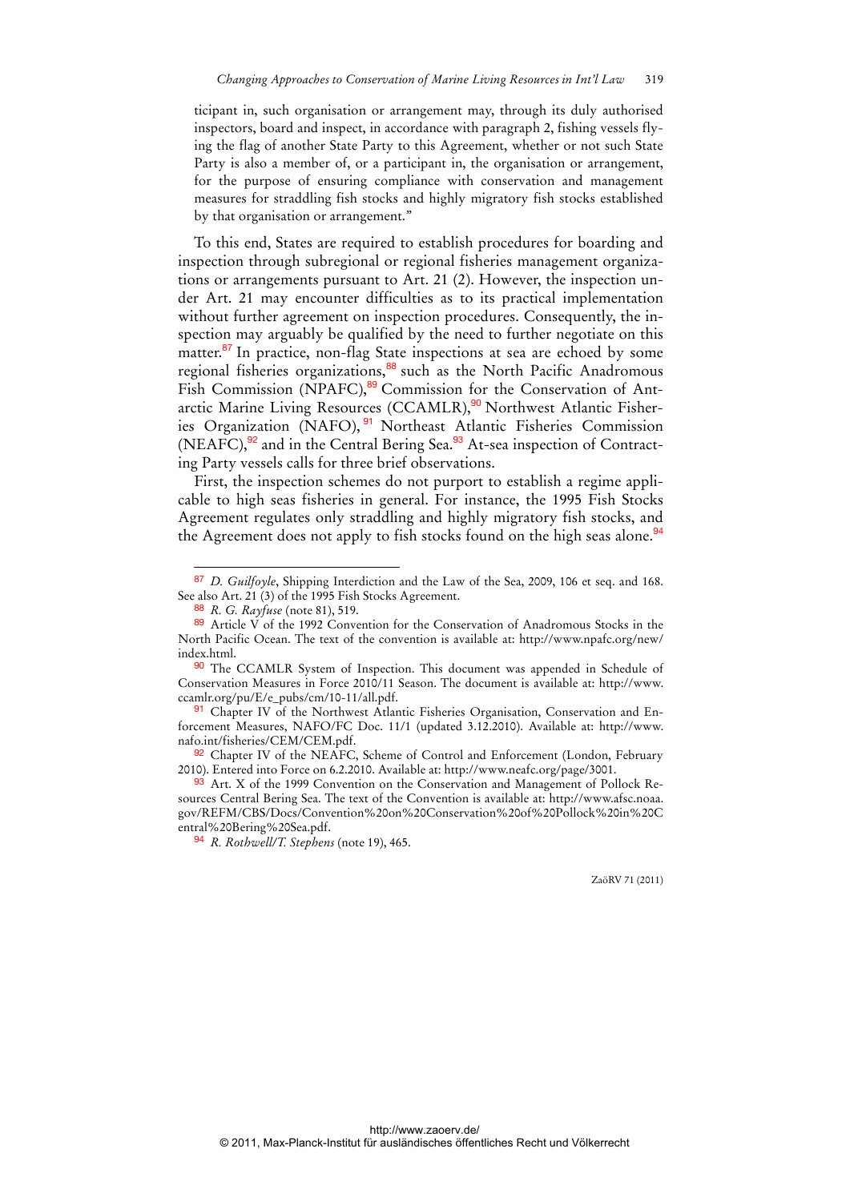ticipant in, such organisation or arrangement may, through its duly authorised inspectors, board and inspect, in accordance with paragraph 2, fishing vessels flying the flag of another State Party to this Agreement, whether or not such State Party is also a member of, or a participant in, the organisation or arrangement, for the purpose of ensuring compliance with conservation and management measures for straddling fish stocks and highly migratory fish stocks established by that organisation or arrangement."

To this end, States are required to establish procedures for boarding and inspection through subregional or regional fisheries management organizations or arrangements pursuant to Art. 21 (2). However, the inspection under Art. 21 may encounter difficulties as to its practical implementation without further agreement on inspection procedures. Consequently, the inspection may arguably be qualified by the need to further negotiate on this matter.[87] In practice, non-flag State inspections at sea are echoed by some regional fisheries organizations,[88] such as the North Pacific Anadromous Fish Commission (NPAFC),[89] Commission for the Conservation of Antarctic Marine Living Resources (CCAMLR),[90] Northwest Atlantic Fisheries Organization (NAFO),[91] Northeast Atlantic Fisheries Commission (NEAFC),[92] and in the Central Bering Sea.[93] At-sea inspection of Contracting Party vessels calls for three brief observations.

First, the inspection schemes do not purport to establish a regime applicable to high seas fisheries in general. For instance, the 1995 Fish Stocks Agreement regulates only straddling and highly migratory fish stocks, and the Agreement does not apply to fish stocks found on the high seas alone.[94]

---

[87] *D. Guilfoyle*, Shipping Interdiction and the Law of the Sea, 2009, 106 et seq. and 168. See also Art. 21 (3) of the 1995 Fish Stocks Agreement.

[88] *R. G. Rayfuse* (note 81), 519.

[89] Article V of the 1992 Convention for the Conservation of Anadromous Stocks in the North Pacific Ocean. The text of the convention is available at: http://www.npafc.org/new/index.html.

[90] The CCAMLR System of Inspection. This document was appended in Schedule of Conservation Measures in Force 2010/11 Season. The document is available at: http://www.ccamlr.org/pu/E/e_pubs/cm/10-11/all.pdf.

[91] Chapter IV of the Northwest Atlantic Fisheries Organisation, Conservation and Enforcement Measures, NAFO/FC Doc. 11/1 (updated 3.12.2010). Available at: http://www.nafo.int/fisheries/CEM/CEM.pdf.

[92] Chapter IV of the NEAFC, Scheme of Control and Enforcement (London, February 2010). Entered into Force on 6.2.2010. Available at: http://www.neafc.org/page/3001.

[93] Art. X of the 1999 Convention on the Conservation and Management of Pollock Resources Central Bering Sea. The text of the Convention is available at: http://www.afsc.noaa.gov/REFM/CBS/Docs/Convention%20on%20Conservation%20of%20Pollock%20in%20Central%20Bering%20Sea.pdf.

[94] *R. Rothwell/T. Stephens* (note 19), 465.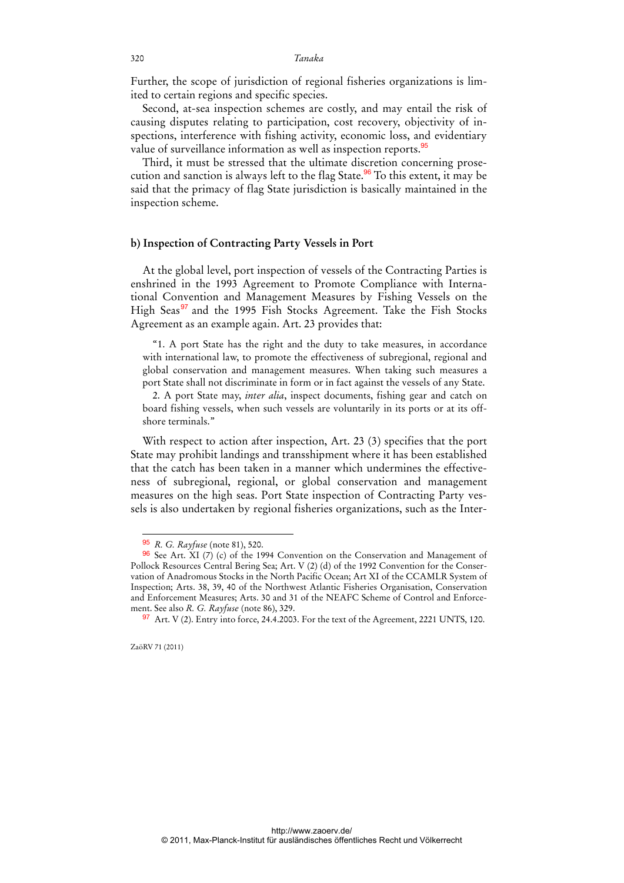Further, the scope of jurisdiction of regional fisheries organizations is limited to certain regions and specific species.

Second, at-sea inspection schemes are costly, and may entail the risk of causing disputes relating to participation, cost recovery, objectivity of inspections, interference with fishing activity, economic loss, and evidentiary value of surveillance information as well as inspection reports.[95]

Third, it must be stressed that the ultimate discretion concerning prosecution and sanction is always left to the flag State.[96] To this extent, it may be said that the primacy of flag State jurisdiction is basically maintained in the inspection scheme.

### b) Inspection of Contracting Party Vessels in Port

At the global level, port inspection of vessels of the Contracting Parties is enshrined in the 1993 Agreement to Promote Compliance with International Convention and Management Measures by Fishing Vessels on the High Seas[97] and the 1995 Fish Stocks Agreement. Take the Fish Stocks Agreement as an example again. Art. 23 provides that:

> "1. A port State has the right and the duty to take measures, in accordance with international law, to promote the effectiveness of subregional, regional and global conservation and management measures. When taking such measures a port State shall not discriminate in form or in fact against the vessels of any State.
>
> 2. A port State may, *inter alia*, inspect documents, fishing gear and catch on board fishing vessels, when such vessels are voluntarily in its ports or at its offshore terminals."

With respect to action after inspection, Art. 23 (3) specifies that the port State may prohibit landings and transshipment where it has been established that the catch has been taken in a manner which undermines the effectiveness of subregional, regional, or global conservation and management measures on the high seas. Port State inspection of Contracting Party vessels is also undertaken by regional fisheries organizations, such as the Inter-

---

[95] *R. G. Rayfuse* (note 81), 520.

[96] See Art. XI (7) (c) of the 1994 Convention on the Conservation and Management of Pollock Resources Central Bering Sea; Art. V (2) (d) of the 1992 Convention for the Conservation of Anadromous Stocks in the North Pacific Ocean; Art XI of the CCAMLR System of Inspection; Arts. 38, 39, 40 of the Northwest Atlantic Fisheries Organisation, Conservation and Enforcement Measures; Arts. 30 and 31 of the NEAFC Scheme of Control and Enforcement. See also *R. G. Rayfuse* (note 86), 329.

[97] Art. V (2). Entry into force, 24.4.2003. For the text of the Agreement, 2221 UNTS, 120.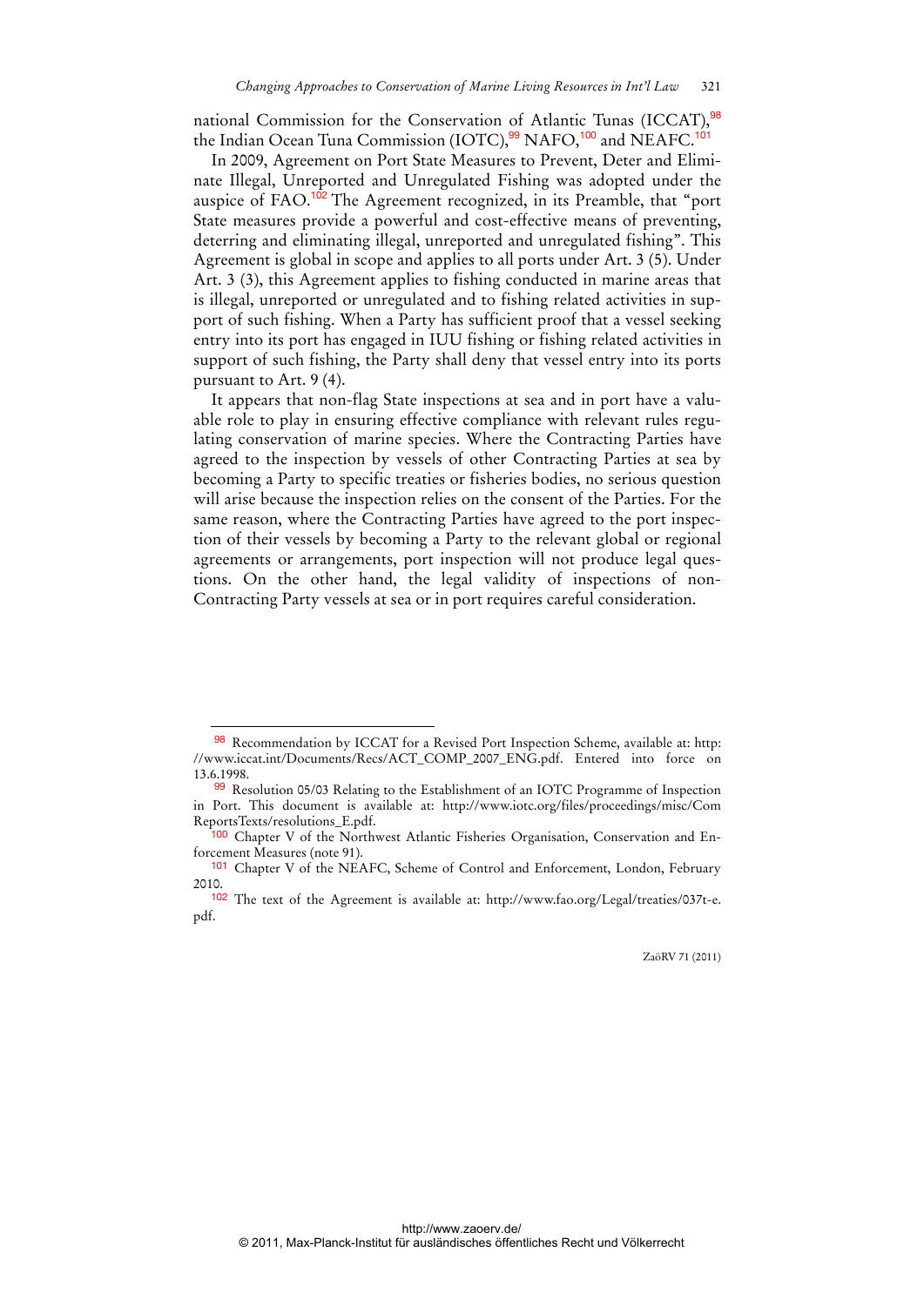national Commission for the Conservation of Atlantic Tunas (ICCAT),[98] the Indian Ocean Tuna Commission (IOTC),[99] NAFO,[100] and NEAFC.[101]

In 2009, Agreement on Port State Measures to Prevent, Deter and Eliminate Illegal, Unreported and Unregulated Fishing was adopted under the auspice of FAO.[102] The Agreement recognized, in its Preamble, that "port State measures provide a powerful and cost-effective means of preventing, deterring and eliminating illegal, unreported and unregulated fishing". This Agreement is global in scope and applies to all ports under Art. 3 (5). Under Art. 3 (3), this Agreement applies to fishing conducted in marine areas that is illegal, unreported or unregulated and to fishing related activities in support of such fishing. When a Party has sufficient proof that a vessel seeking entry into its port has engaged in IUU fishing or fishing related activities in support of such fishing, the Party shall deny that vessel entry into its ports pursuant to Art. 9 (4).

It appears that non-flag State inspections at sea and in port have a valuable role to play in ensuring effective compliance with relevant rules regulating conservation of marine species. Where the Contracting Parties have agreed to the inspection by vessels of other Contracting Parties at sea by becoming a Party to specific treaties or fisheries bodies, no serious question will arise because the inspection relies on the consent of the Parties. For the same reason, where the Contracting Parties have agreed to the port inspection of their vessels by becoming a Party to the relevant global or regional agreements or arrangements, port inspection will not produce legal questions. On the other hand, the legal validity of inspections of non-Contracting Party vessels at sea or in port requires careful consideration.

---

[98] Recommendation by ICCAT for a Revised Port Inspection Scheme, available at: http://www.iccat.int/Documents/Recs/ACT_COMP_2007_ENG.pdf. Entered into force on 13.6.1998.

[99] Resolution 05/03 Relating to the Establishment of an IOTC Programme of Inspection in Port. This document is available at: http://www.iotc.org/files/proceedings/misc/ComReportsTexts/resolutions_E.pdf.

[100] Chapter V of the Northwest Atlantic Fisheries Organisation, Conservation and Enforcement Measures (note 91).

[101] Chapter V of the NEAFC, Scheme of Control and Enforcement, London, February 2010.

[102] The text of the Agreement is available at: http://www.fao.org/Legal/treaties/037t-e.pdf.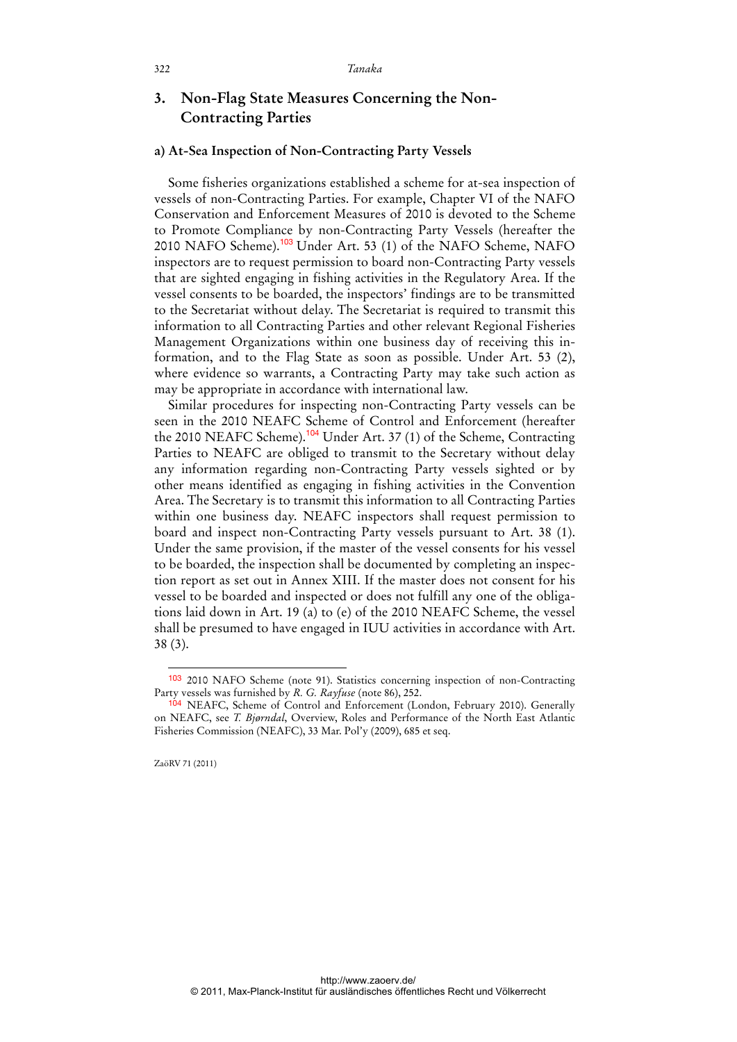## 3. Non-Flag State Measures Concerning the Non-Contracting Parties

### a) At-Sea Inspection of Non-Contracting Party Vessels

Some fisheries organizations established a scheme for at-sea inspection of vessels of non-Contracting Parties. For example, Chapter VI of the NAFO Conservation and Enforcement Measures of 2010 is devoted to the Scheme to Promote Compliance by non-Contracting Party Vessels (hereafter the 2010 NAFO Scheme).[103] Under Art. 53 (1) of the NAFO Scheme, NAFO inspectors are to request permission to board non-Contracting Party vessels that are sighted engaging in fishing activities in the Regulatory Area. If the vessel consents to be boarded, the inspectors' findings are to be transmitted to the Secretariat without delay. The Secretariat is required to transmit this information to all Contracting Parties and other relevant Regional Fisheries Management Organizations within one business day of receiving this information, and to the Flag State as soon as possible. Under Art. 53 (2), where evidence so warrants, a Contracting Party may take such action as may be appropriate in accordance with international law.

Similar procedures for inspecting non-Contracting Party vessels can be seen in the 2010 NEAFC Scheme of Control and Enforcement (hereafter the 2010 NEAFC Scheme).[104] Under Art. 37 (1) of the Scheme, Contracting Parties to NEAFC are obliged to transmit to the Secretary without delay any information regarding non-Contracting Party vessels sighted or by other means identified as engaging in fishing activities in the Convention Area. The Secretary is to transmit this information to all Contracting Parties within one business day. NEAFC inspectors shall request permission to board and inspect non-Contracting Party vessels pursuant to Art. 38 (1). Under the same provision, if the master of the vessel consents for his vessel to be boarded, the inspection shall be documented by completing an inspection report as set out in Annex XIII. If the master does not consent for his vessel to be boarded and inspected or does not fulfill any one of the obligations laid down in Art. 19 (a) to (e) of the 2010 NEAFC Scheme, the vessel shall be presumed to have engaged in IUU activities in accordance with Art. 38 (3).

---

[103] 2010 NAFO Scheme (note 91). Statistics concerning inspection of non-Contracting Party vessels was furnished by *R. G. Rayfuse* (note 86), 252.

[104] NEAFC, Scheme of Control and Enforcement (London, February 2010). Generally on NEAFC, see *T. Bjørndal*, Overview, Roles and Performance of the North East Atlantic Fisheries Commission (NEAFC), 33 Mar. Pol'y (2009), 685 et seq.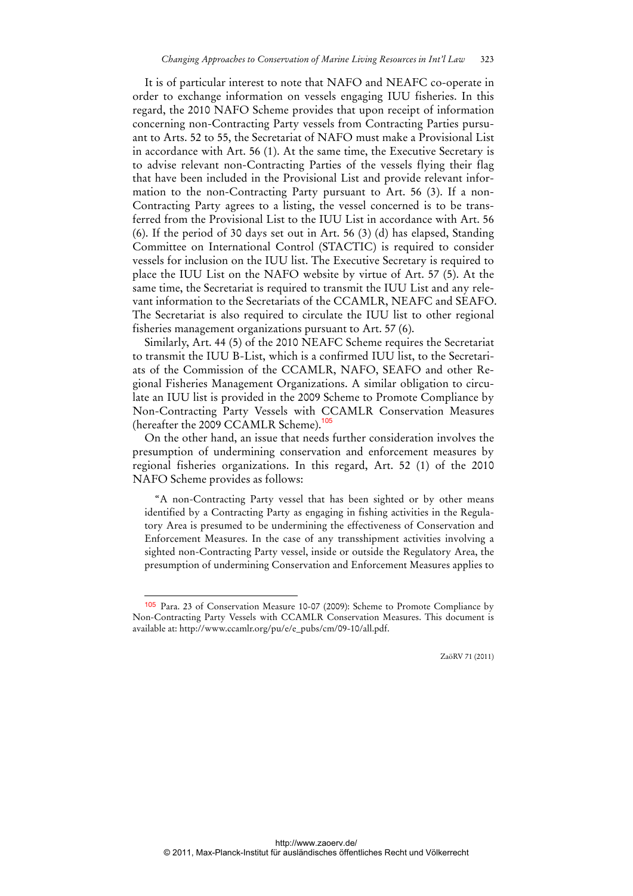It is of particular interest to note that NAFO and NEAFC co-operate in order to exchange information on vessels engaging IUU fisheries. In this regard, the 2010 NAFO Scheme provides that upon receipt of information concerning non-Contracting Party vessels from Contracting Parties pursuant to Arts. 52 to 55, the Secretariat of NAFO must make a Provisional List in accordance with Art. 56 (1). At the same time, the Executive Secretary is to advise relevant non-Contracting Parties of the vessels flying their flag that have been included in the Provisional List and provide relevant information to the non-Contracting Party pursuant to Art. 56 (3). If a non-Contracting Party agrees to a listing, the vessel concerned is to be transferred from the Provisional List to the IUU List in accordance with Art. 56 (6). If the period of 30 days set out in Art. 56 (3) (d) has elapsed, Standing Committee on International Control (STACTIC) is required to consider vessels for inclusion on the IUU list. The Executive Secretary is required to place the IUU List on the NAFO website by virtue of Art. 57 (5). At the same time, the Secretariat is required to transmit the IUU List and any relevant information to the Secretariats of the CCAMLR, NEAFC and SEAFO. The Secretariat is also required to circulate the IUU list to other regional fisheries management organizations pursuant to Art. 57 (6).

Similarly, Art. 44 (5) of the 2010 NEAFC Scheme requires the Secretariat to transmit the IUU B-List, which is a confirmed IUU list, to the Secretariats of the Commission of the CCAMLR, NAFO, SEAFO and other Regional Fisheries Management Organizations. A similar obligation to circulate an IUU list is provided in the 2009 Scheme to Promote Compliance by Non-Contracting Party Vessels with CCAMLR Conservation Measures (hereafter the 2009 CCAMLR Scheme).[105]

On the other hand, an issue that needs further consideration involves the presumption of undermining conservation and enforcement measures by regional fisheries organizations. In this regard, Art. 52 (1) of the 2010 NAFO Scheme provides as follows:

> "A non-Contracting Party vessel that has been sighted or by other means identified by a Contracting Party as engaging in fishing activities in the Regulatory Area is presumed to be undermining the effectiveness of Conservation and Enforcement Measures. In the case of any transshipment activities involving a sighted non-Contracting Party vessel, inside or outside the Regulatory Area, the presumption of undermining Conservation and Enforcement Measures applies to

---

[105] Para. 23 of Conservation Measure 10-07 (2009): Scheme to Promote Compliance by Non-Contracting Party Vessels with CCAMLR Conservation Measures. This document is available at: http://www.ccamlr.org/pu/e/e_pubs/cm/09-10/all.pdf.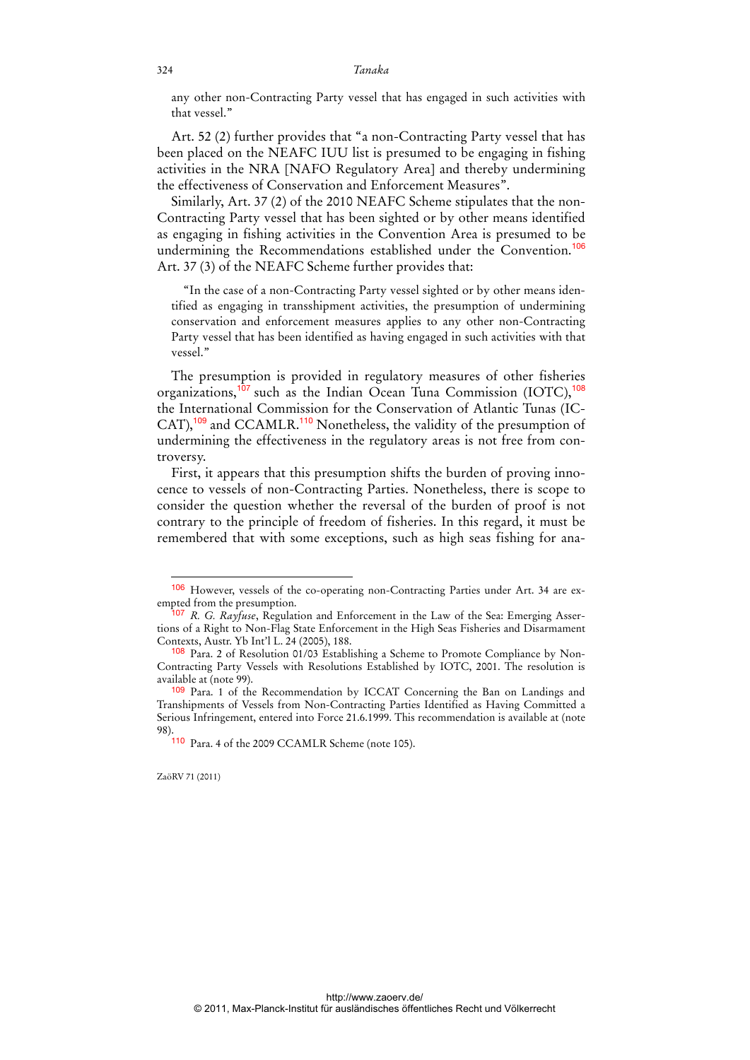any other non-Contracting Party vessel that has engaged in such activities with that vessel."

Art. 52 (2) further provides that "a non-Contracting Party vessel that has been placed on the NEAFC IUU list is presumed to be engaging in fishing activities in the NRA [NAFO Regulatory Area] and thereby undermining the effectiveness of Conservation and Enforcement Measures".

Similarly, Art. 37 (2) of the 2010 NEAFC Scheme stipulates that the non-Contracting Party vessel that has been sighted or by other means identified as engaging in fishing activities in the Convention Area is presumed to be undermining the Recommendations established under the Convention.[106] Art. 37 (3) of the NEAFC Scheme further provides that:

> "In the case of a non-Contracting Party vessel sighted or by other means identified as engaging in transshipment activities, the presumption of undermining conservation and enforcement measures applies to any other non-Contracting Party vessel that has been identified as having engaged in such activities with that vessel."

The presumption is provided in regulatory measures of other fisheries organizations,[107] such as the Indian Ocean Tuna Commission (IOTC),[108] the International Commission for the Conservation of Atlantic Tunas (ICCAT),[109] and CCAMLR.[110] Nonetheless, the validity of the presumption of undermining the effectiveness in the regulatory areas is not free from controversy.

First, it appears that this presumption shifts the burden of proving innocence to vessels of non-Contracting Parties. Nonetheless, there is scope to consider the question whether the reversal of the burden of proof is not contrary to the principle of freedom of fisheries. In this regard, it must be remembered that with some exceptions, such as high seas fishing for ana-

---

[106] However, vessels of the co-operating non-Contracting Parties under Art. 34 are exempted from the presumption.

[107] *R. G. Rayfuse*, Regulation and Enforcement in the Law of the Sea: Emerging Assertions of a Right to Non-Flag State Enforcement in the High Seas Fisheries and Disarmament Contexts, Austr. Yb Int'l L. 24 (2005), 188.

[108] Para. 2 of Resolution 01/03 Establishing a Scheme to Promote Compliance by Non-Contracting Party Vessels with Resolutions Established by IOTC, 2001. The resolution is available at (note 99).

[109] Para. 1 of the Recommendation by ICCAT Concerning the Ban on Landings and Transhipments of Vessels from Non-Contracting Parties Identified as Having Committed a Serious Infringement, entered into Force 21.6.1999. This recommendation is available at (note 98).

[110] Para. 4 of the 2009 CCAMLR Scheme (note 105).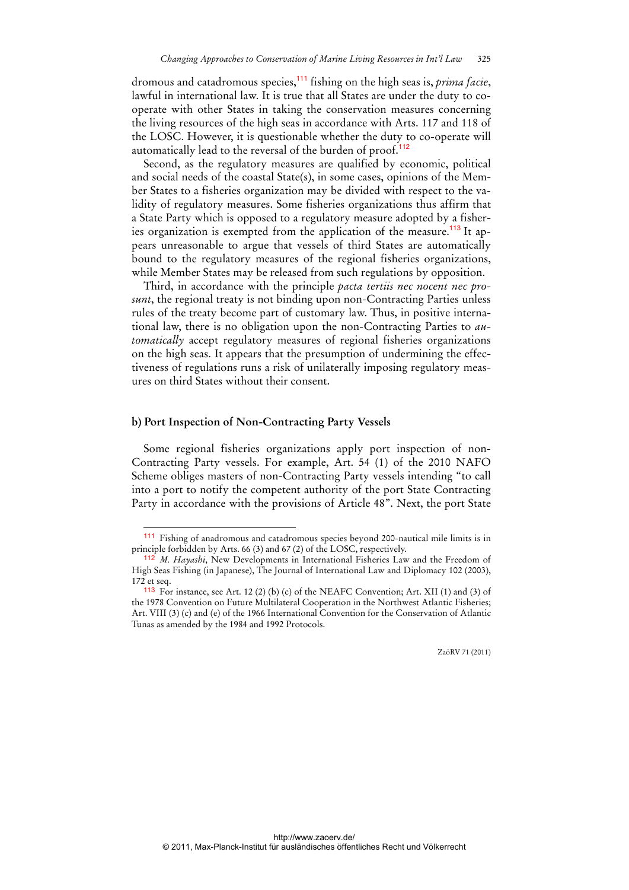dromous and catadromous species,[111] fishing on the high seas is, *prima facie*, lawful in international law. It is true that all States are under the duty to co-operate with other States in taking the conservation measures concerning the living resources of the high seas in accordance with Arts. 117 and 118 of the LOSC. However, it is questionable whether the duty to co-operate will automatically lead to the reversal of the burden of proof.[112]

Second, as the regulatory measures are qualified by economic, political and social needs of the coastal State(s), in some cases, opinions of the Member States to a fisheries organization may be divided with respect to the validity of regulatory measures. Some fisheries organizations thus affirm that a State Party which is opposed to a regulatory measure adopted by a fisheries organization is exempted from the application of the measure.[113] It appears unreasonable to argue that vessels of third States are automatically bound to the regulatory measures of the regional fisheries organizations, while Member States may be released from such regulations by opposition.

Third, in accordance with the principle *pacta tertiis nec nocent nec prosunt*, the regional treaty is not binding upon non-Contracting Parties unless rules of the treaty become part of customary law. Thus, in positive international law, there is no obligation upon the non-Contracting Parties to *automatically* accept regulatory measures of regional fisheries organizations on the high seas. It appears that the presumption of undermining the effectiveness of regulations runs a risk of unilaterally imposing regulatory measures on third States without their consent.

**b) Port Inspection of Non-Contracting Party Vessels**

Some regional fisheries organizations apply port inspection of non-Contracting Party vessels. For example, Art. 54 (1) of the 2010 NAFO Scheme obliges masters of non-Contracting Party vessels intending "to call into a port to notify the competent authority of the port State Contracting Party in accordance with the provisions of Article 48". Next, the port State

---

[111] Fishing of anadromous and catadromous species beyond 200-nautical mile limits is in principle forbidden by Arts. 66 (3) and 67 (2) of the LOSC, respectively.

[112] *M. Hayashi*, New Developments in International Fisheries Law and the Freedom of High Seas Fishing (in Japanese), The Journal of International Law and Diplomacy 102 (2003), 172 et seq.

[113] For instance, see Art. 12 (2) (b) (c) of the NEAFC Convention; Art. XII (1) and (3) of the 1978 Convention on Future Multilateral Cooperation in the Northwest Atlantic Fisheries; Art. VIII (3) (c) and (e) of the 1966 International Convention for the Conservation of Atlantic Tunas as amended by the 1984 and 1992 Protocols.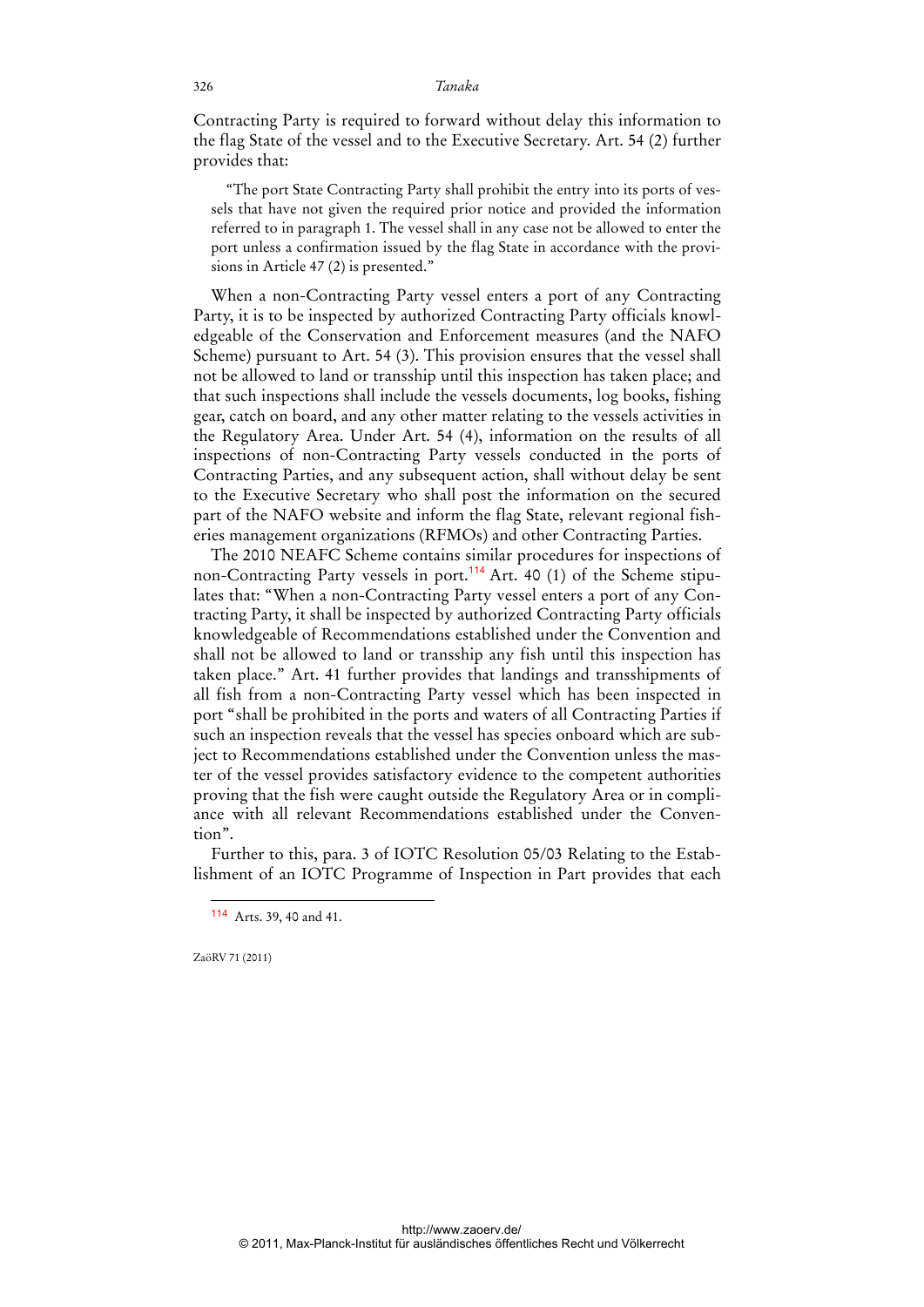Contracting Party is required to forward without delay this information to the flag State of the vessel and to the Executive Secretary. Art. 54 (2) further provides that:

> "The port State Contracting Party shall prohibit the entry into its ports of vessels that have not given the required prior notice and provided the information referred to in paragraph 1. The vessel shall in any case not be allowed to enter the port unless a confirmation issued by the flag State in accordance with the provisions in Article 47 (2) is presented."

When a non-Contracting Party vessel enters a port of any Contracting Party, it is to be inspected by authorized Contracting Party officials knowledgeable of the Conservation and Enforcement measures (and the NAFO Scheme) pursuant to Art. 54 (3). This provision ensures that the vessel shall not be allowed to land or transship until this inspection has taken place; and that such inspections shall include the vessels documents, log books, fishing gear, catch on board, and any other matter relating to the vessels activities in the Regulatory Area. Under Art. 54 (4), information on the results of all inspections of non-Contracting Party vessels conducted in the ports of Contracting Parties, and any subsequent action, shall without delay be sent to the Executive Secretary who shall post the information on the secured part of the NAFO website and inform the flag State, relevant regional fisheries management organizations (RFMOs) and other Contracting Parties.

The 2010 NEAFC Scheme contains similar procedures for inspections of non-Contracting Party vessels in port.[114] Art. 40 (1) of the Scheme stipulates that: "When a non-Contracting Party vessel enters a port of any Contracting Party, it shall be inspected by authorized Contracting Party officials knowledgeable of Recommendations established under the Convention and shall not be allowed to land or transship any fish until this inspection has taken place." Art. 41 further provides that landings and transshipments of all fish from a non-Contracting Party vessel which has been inspected in port "shall be prohibited in the ports and waters of all Contracting Parties if such an inspection reveals that the vessel has species onboard which are subject to Recommendations established under the Convention unless the master of the vessel provides satisfactory evidence to the competent authorities proving that the fish were caught outside the Regulatory Area or in compliance with all relevant Recommendations established under the Convention".

Further to this, para. 3 of IOTC Resolution 05/03 Relating to the Establishment of an IOTC Programme of Inspection in Part provides that each

---

[114] Arts. 39, 40 and 41.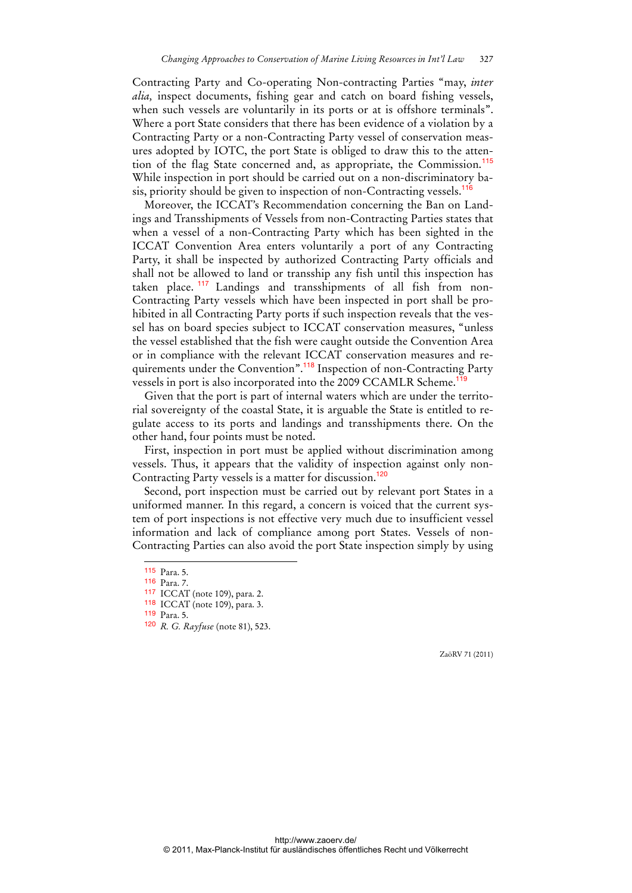Contracting Party and Co-operating Non-contracting Parties "may, *inter alia,* inspect documents, fishing gear and catch on board fishing vessels, when such vessels are voluntarily in its ports or at is offshore terminals". Where a port State considers that there has been evidence of a violation by a Contracting Party or a non-Contracting Party vessel of conservation measures adopted by IOTC, the port State is obliged to draw this to the attention of the flag State concerned and, as appropriate, the Commission.[115] While inspection in port should be carried out on a non-discriminatory basis, priority should be given to inspection of non-Contracting vessels.[116]

Moreover, the ICCAT's Recommendation concerning the Ban on Landings and Transshipments of Vessels from non-Contracting Parties states that when a vessel of a non-Contracting Party which has been sighted in the ICCAT Convention Area enters voluntarily a port of any Contracting Party, it shall be inspected by authorized Contracting Party officials and shall not be allowed to land or transship any fish until this inspection has taken place.[117] Landings and transshipments of all fish from non-Contracting Party vessels which have been inspected in port shall be prohibited in all Contracting Party ports if such inspection reveals that the vessel has on board species subject to ICCAT conservation measures, "unless the vessel established that the fish were caught outside the Convention Area or in compliance with the relevant ICCAT conservation measures and requirements under the Convention".[118] Inspection of non-Contracting Party vessels in port is also incorporated into the 2009 CCAMLR Scheme.[119]

Given that the port is part of internal waters which are under the territorial sovereignty of the coastal State, it is arguable the State is entitled to regulate access to its ports and landings and transshipments there. On the other hand, four points must be noted.

First, inspection in port must be applied without discrimination among vessels. Thus, it appears that the validity of inspection against only non-Contracting Party vessels is a matter for discussion.[120]

Second, port inspection must be carried out by relevant port States in a uniformed manner. In this regard, a concern is voiced that the current system of port inspections is not effective very much due to insufficient vessel information and lack of compliance among port States. Vessels of non-Contracting Parties can also avoid the port State inspection simply by using

---

[115] Para. 5.

[116] Para. 7.

[117] ICCAT (note 109), para. 2.

[118] ICCAT (note 109), para. 3.

[119] Para. 5.

[120] *R. G. Rayfuse* (note 81), 523.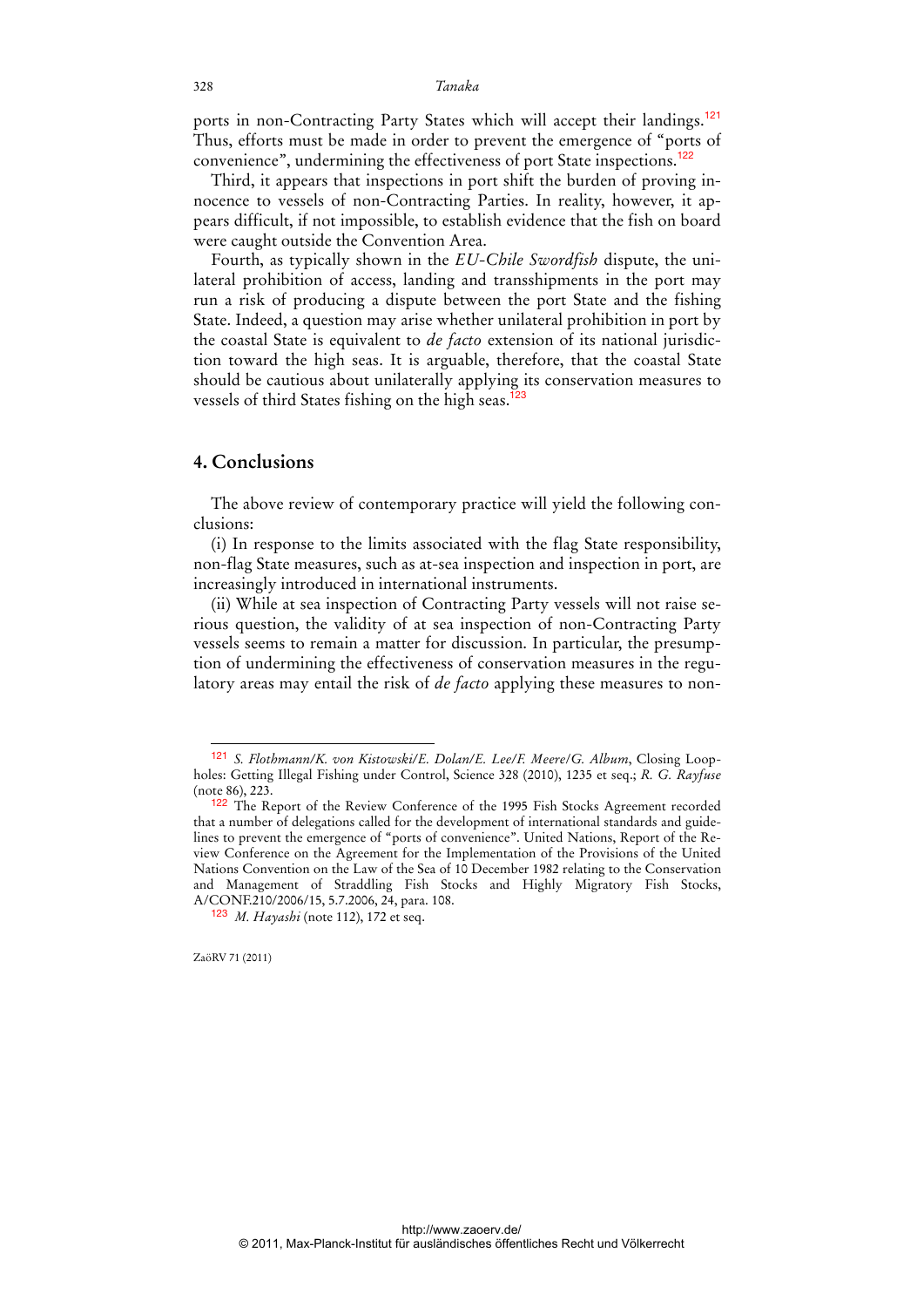ports in non-Contracting Party States which will accept their landings.[121] Thus, efforts must be made in order to prevent the emergence of "ports of convenience", undermining the effectiveness of port State inspections.[122]

Third, it appears that inspections in port shift the burden of proving innocence to vessels of non-Contracting Parties. In reality, however, it appears difficult, if not impossible, to establish evidence that the fish on board were caught outside the Convention Area.

Fourth, as typically shown in the *EU-Chile Swordfish* dispute, the unilateral prohibition of access, landing and transshipments in the port may run a risk of producing a dispute between the port State and the fishing State. Indeed, a question may arise whether unilateral prohibition in port by the coastal State is equivalent to *de facto* extension of its national jurisdiction toward the high seas. It is arguable, therefore, that the coastal State should be cautious about unilaterally applying its conservation measures to vessels of third States fishing on the high seas.[123]

## 4. Conclusions

The above review of contemporary practice will yield the following conclusions:

(i) In response to the limits associated with the flag State responsibility, non-flag State measures, such as at-sea inspection and inspection in port, are increasingly introduced in international instruments.

(ii) While at sea inspection of Contracting Party vessels will not raise serious question, the validity of at sea inspection of non-Contracting Party vessels seems to remain a matter for discussion. In particular, the presumption of undermining the effectiveness of conservation measures in the regulatory areas may entail the risk of *de facto* applying these measures to non-

---

[121] *S. Flothmann/K. von Kistowski/E. Dolan/E. Lee/F. Meere/G. Album*, Closing Loopholes: Getting Illegal Fishing under Control, Science 328 (2010), 1235 et seq.; *R. G. Rayfuse* (note 86), 223.

[122] The Report of the Review Conference of the 1995 Fish Stocks Agreement recorded that a number of delegations called for the development of international standards and guidelines to prevent the emergence of "ports of convenience". United Nations, Report of the Review Conference on the Agreement for the Implementation of the Provisions of the United Nations Convention on the Law of the Sea of 10 December 1982 relating to the Conservation and Management of Straddling Fish Stocks and Highly Migratory Fish Stocks, A/CONF.210/2006/15, 5.7.2006, 24, para. 108.

[123] *M. Hayashi* (note 112), 172 et seq.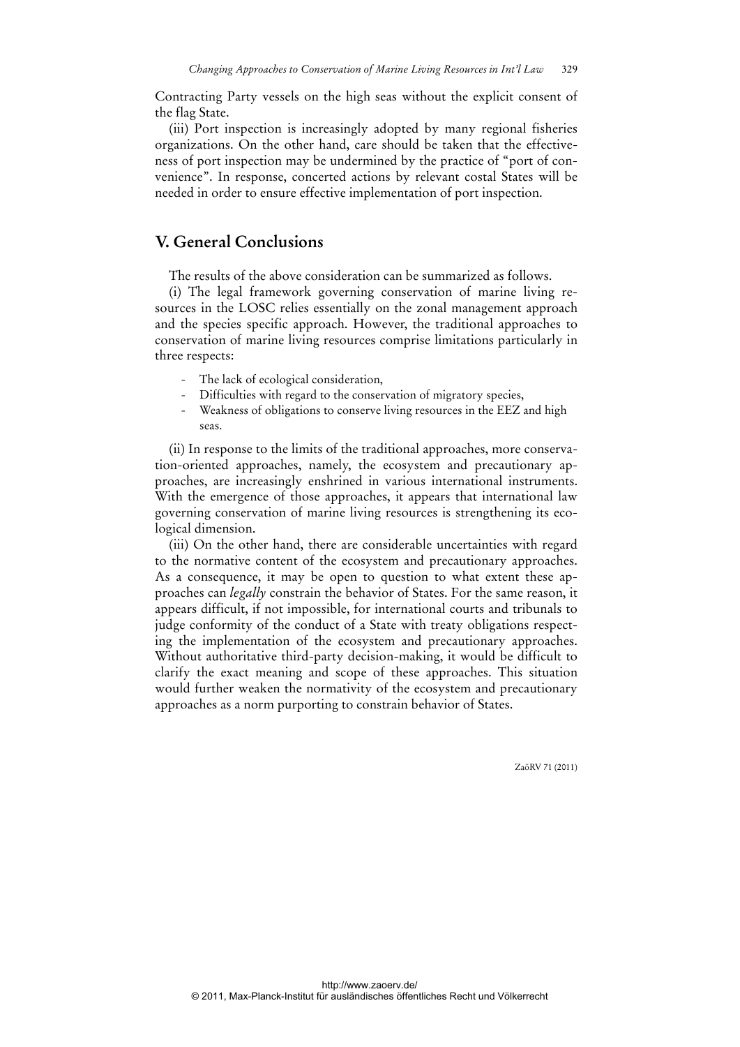Contracting Party vessels on the high seas without the explicit consent of the flag State.

(iii) Port inspection is increasingly adopted by many regional fisheries organizations. On the other hand, care should be taken that the effectiveness of port inspection may be undermined by the practice of "port of convenience". In response, concerted actions by relevant costal States will be needed in order to ensure effective implementation of port inspection.

## V. General Conclusions

The results of the above consideration can be summarized as follows.

(i) The legal framework governing conservation of marine living resources in the LOSC relies essentially on the zonal management approach and the species specific approach. However, the traditional approaches to conservation of marine living resources comprise limitations particularly in three respects:

- The lack of ecological consideration,
- Difficulties with regard to the conservation of migratory species,
- Weakness of obligations to conserve living resources in the EEZ and high seas.

(ii) In response to the limits of the traditional approaches, more conservation-oriented approaches, namely, the ecosystem and precautionary approaches, are increasingly enshrined in various international instruments. With the emergence of those approaches, it appears that international law governing conservation of marine living resources is strengthening its ecological dimension.

(iii) On the other hand, there are considerable uncertainties with regard to the normative content of the ecosystem and precautionary approaches. As a consequence, it may be open to question to what extent these approaches can *legally* constrain the behavior of States. For the same reason, it appears difficult, if not impossible, for international courts and tribunals to judge conformity of the conduct of a State with treaty obligations respecting the implementation of the ecosystem and precautionary approaches. Without authoritative third-party decision-making, it would be difficult to clarify the exact meaning and scope of these approaches. This situation would further weaken the normativity of the ecosystem and precautionary approaches as a norm purporting to constrain behavior of States.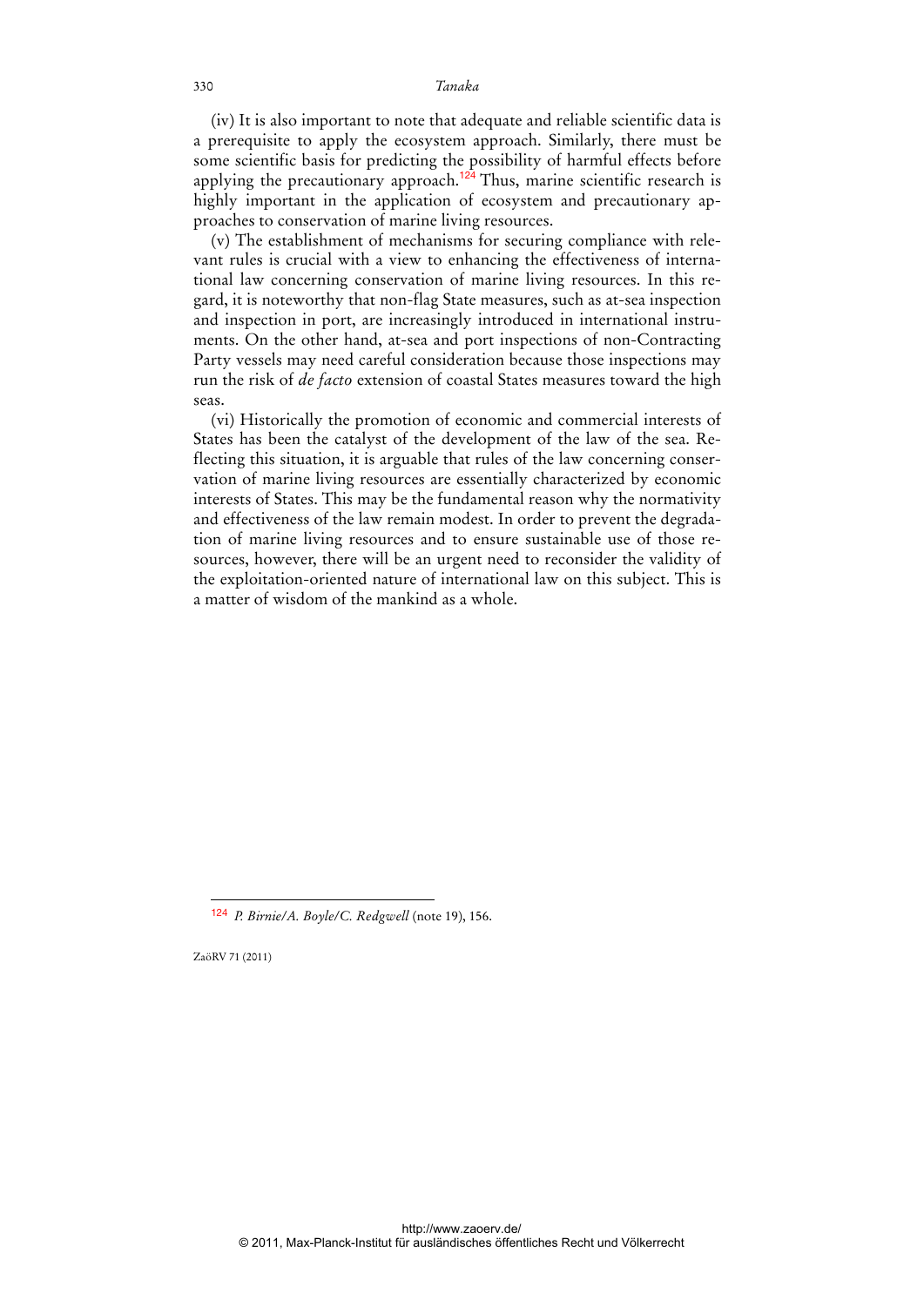(iv) It is also important to note that adequate and reliable scientific data is a prerequisite to apply the ecosystem approach. Similarly, there must be some scientific basis for predicting the possibility of harmful effects before applying the precautionary approach.[124] Thus, marine scientific research is highly important in the application of ecosystem and precautionary approaches to conservation of marine living resources.

(v) The establishment of mechanisms for securing compliance with relevant rules is crucial with a view to enhancing the effectiveness of international law concerning conservation of marine living resources. In this regard, it is noteworthy that non-flag State measures, such as at-sea inspection and inspection in port, are increasingly introduced in international instruments. On the other hand, at-sea and port inspections of non-Contracting Party vessels may need careful consideration because those inspections may run the risk of *de facto* extension of coastal States measures toward the high seas.

(vi) Historically the promotion of economic and commercial interests of States has been the catalyst of the development of the law of the sea. Reflecting this situation, it is arguable that rules of the law concerning conservation of marine living resources are essentially characterized by economic interests of States. This may be the fundamental reason why the normativity and effectiveness of the law remain modest. In order to prevent the degradation of marine living resources and to ensure sustainable use of those resources, however, there will be an urgent need to reconsider the validity of the exploitation-oriented nature of international law on this subject. This is a matter of wisdom of the mankind as a whole.

---

[124] *P. Birnie/A. Boyle/C. Redgwell* (note 19), 156.